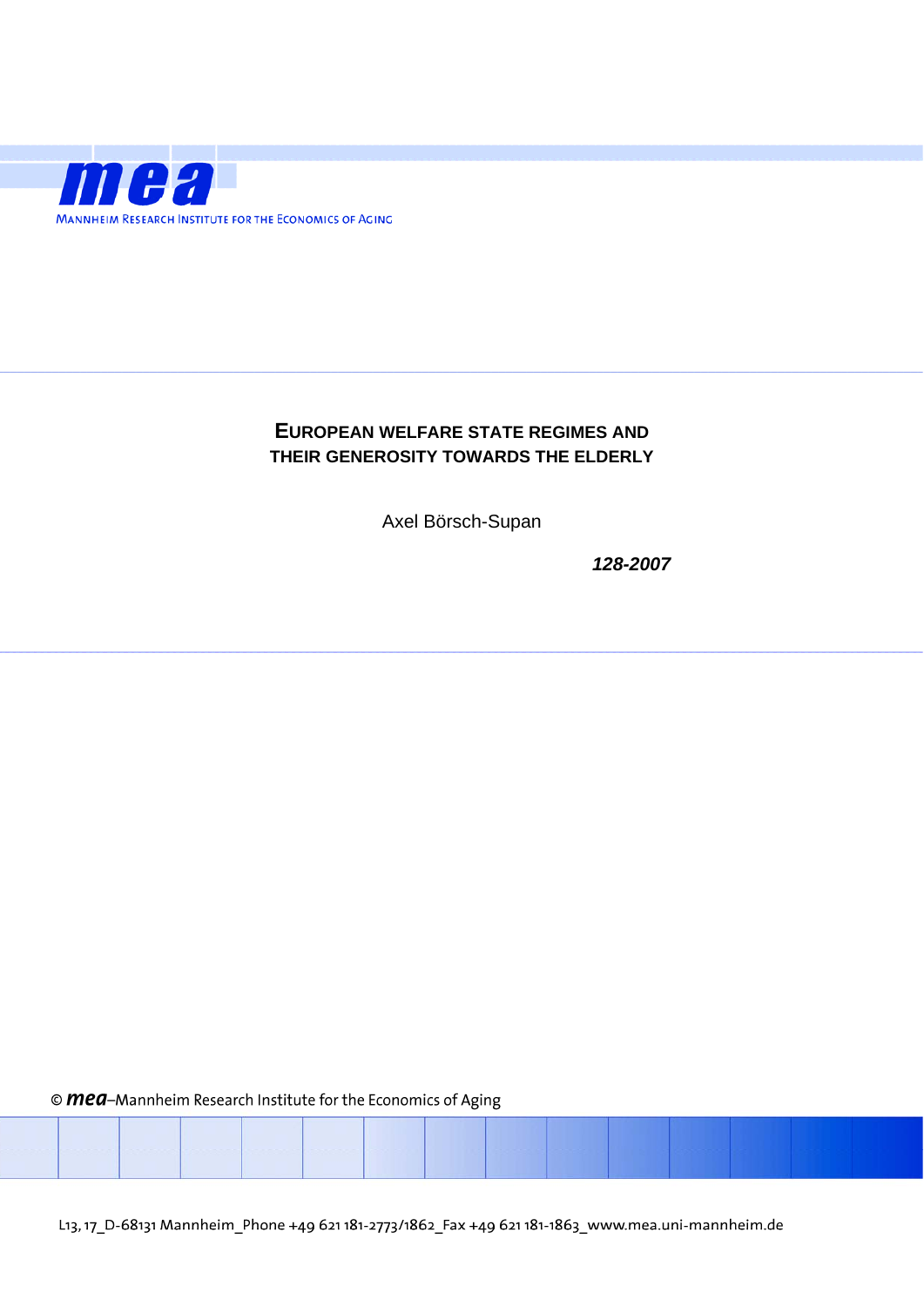**mea**

MANNHEIM RESEARCH INSTITUTE FOR THE ECONOMICS OF AGING

# EUROPEAN WELFARE STATE REGIMES AND THEIR GENEROSITY TOWARDS THE ELDERLY

Axel Börsch-Supan

***128-2007***

© **mea**–Mannheim Research Institute for the Economics of Aging

L13, 17_D-68131 Mannheim_Phone +49 621 181-2773/1862_Fax +49 621 181-1863_www.mea.uni-mannheim.de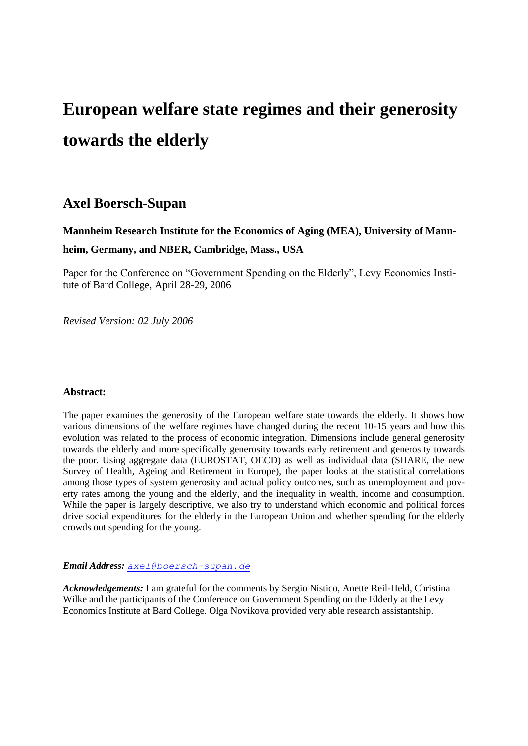# European welfare state regimes and their generosity towards the elderly

## Axel Boersch-Supan

**Mannheim Research Institute for the Economics of Aging (MEA), University of Mannheim, Germany, and NBER, Cambridge, Mass., USA**

Paper for the Conference on "Government Spending on the Elderly", Levy Economics Institute of Bard College, April 28-29, 2006

*Revised Version: 02 July 2006*

**Abstract:**

The paper examines the generosity of the European welfare state towards the elderly. It shows how various dimensions of the welfare regimes have changed during the recent 10-15 years and how this evolution was related to the process of economic integration. Dimensions include general generosity towards the elderly and more specifically generosity towards early retirement and generosity towards the poor. Using aggregate data (EUROSTAT, OECD) as well as individual data (SHARE, the new Survey of Health, Ageing and Retirement in Europe), the paper looks at the statistical correlations among those types of system generosity and actual policy outcomes, such as unemployment and poverty rates among the young and the elderly, and the inequality in wealth, income and consumption. While the paper is largely descriptive, we also try to understand which economic and political forces drive social expenditures for the elderly in the European Union and whether spending for the elderly crowds out spending for the young.

***Email Address:*** *axel@boersch-supan.de*

***Acknowledgements:*** I am grateful for the comments by Sergio Nistico, Anette Reil-Held, Christina Wilke and the participants of the Conference on Government Spending on the Elderly at the Levy Economics Institute at Bard College. Olga Novikova provided very able research assistantship.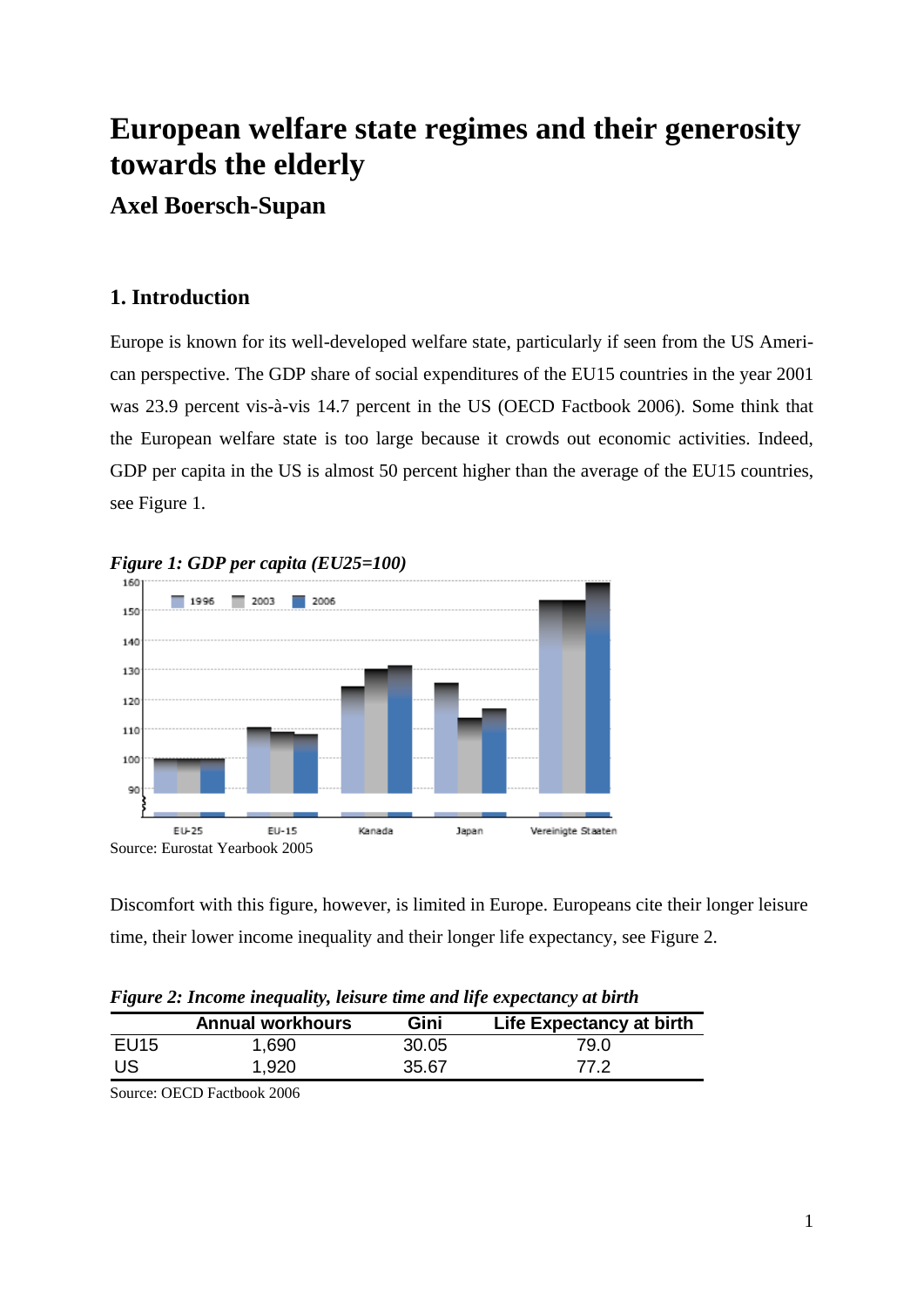# European welfare state regimes and their generosity towards the elderly

## Axel Boersch-Supan

### 1. Introduction

Europe is known for its well-developed welfare state, particularly if seen from the US American perspective. The GDP share of social expenditures of the EU15 countries in the year 2001 was 23.9 percent vis-à-vis 14.7 percent in the US (OECD Factbook 2006). Some think that the European welfare state is too large because it crowds out economic activities. Indeed, GDP per capita in the US is almost 50 percent higher than the average of the EU15 countries, see Figure 1.

*Figure 1: GDP per capita (EU25=100)*

Source: Eurostat Yearbook 2005

Discomfort with this figure, however, is limited in Europe. Europeans cite their longer leisure time, their lower income inequality and their longer life expectancy, see Figure 2.

*Figure 2: Income inequality, leisure time and life expectancy at birth*

| | Annual workhours | Gini | Life Expectancy at birth |
|---|---|---|---|
| EU15 | 1,690 | 30.05 | 79.0 |
| US | 1,920 | 35.67 | 77.2 |

Source: OECD Factbook 2006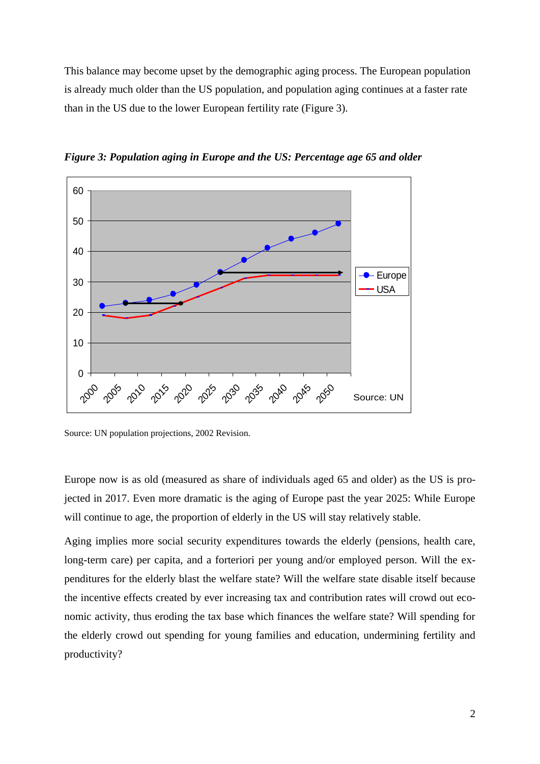This balance may become upset by the demographic aging process. The European population is already much older than the US population, and population aging continues at a faster rate than in the US due to the lower European fertility rate (Figure 3).

***Figure 3: Population aging in Europe and the US: Percentage age 65 and older***

Source: UN population projections, 2002 Revision.

Europe now is as old (measured as share of individuals aged 65 and older) as the US is projected in 2017. Even more dramatic is the aging of Europe past the year 2025: While Europe will continue to age, the proportion of elderly in the US will stay relatively stable.

Aging implies more social security expenditures towards the elderly (pensions, health care, long-term care) per capita, and a forteriori per young and/or employed person. Will the expenditures for the elderly blast the welfare state? Will the welfare state disable itself because the incentive effects created by ever increasing tax and contribution rates will crowd out economic activity, thus eroding the tax base which finances the welfare state? Will spending for the elderly crowd out spending for young families and education, undermining fertility and productivity?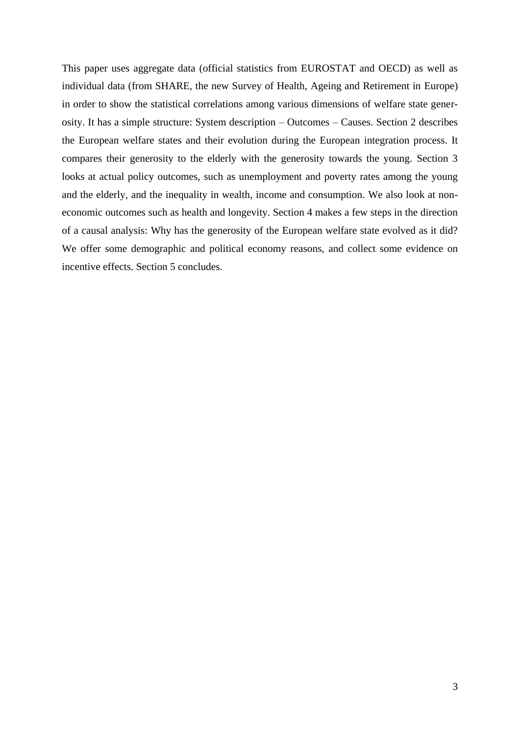This paper uses aggregate data (official statistics from EUROSTAT and OECD) as well as individual data (from SHARE, the new Survey of Health, Ageing and Retirement in Europe) in order to show the statistical correlations among various dimensions of welfare state generosity. It has a simple structure: System description – Outcomes – Causes. Section 2 describes the European welfare states and their evolution during the European integration process. It compares their generosity to the elderly with the generosity towards the young. Section 3 looks at actual policy outcomes, such as unemployment and poverty rates among the young and the elderly, and the inequality in wealth, income and consumption. We also look at non-economic outcomes such as health and longevity. Section 4 makes a few steps in the direction of a causal analysis: Why has the generosity of the European welfare state evolved as it did? We offer some demographic and political economy reasons, and collect some evidence on incentive effects. Section 5 concludes.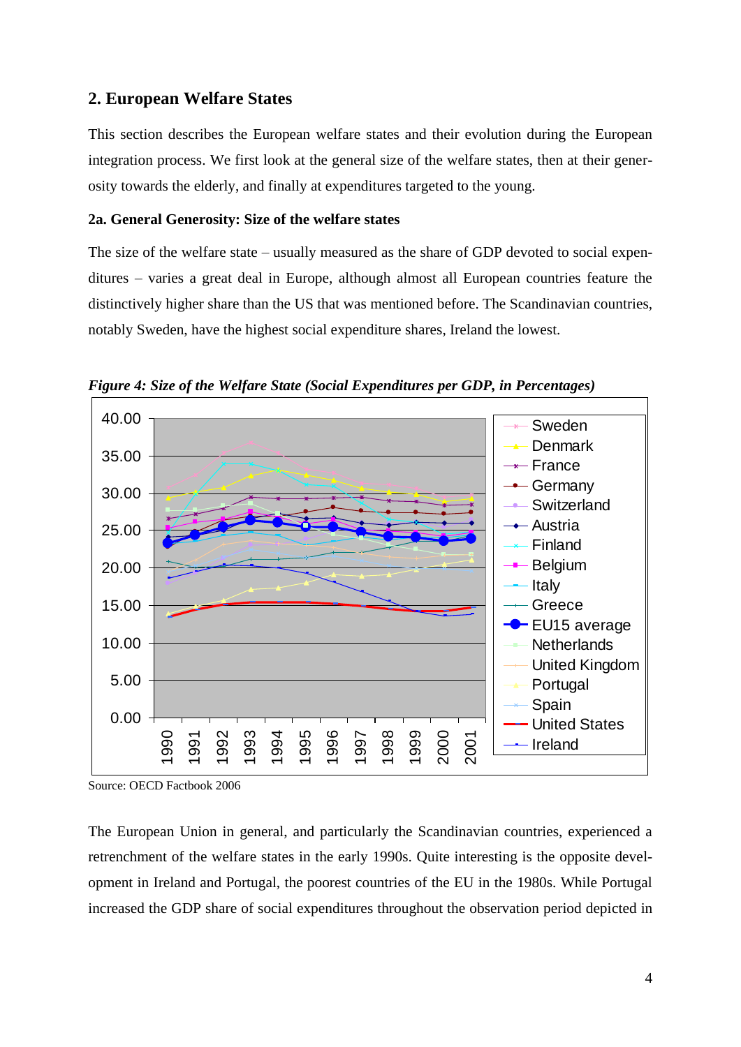## 2. European Welfare States

This section describes the European welfare states and their evolution during the European integration process. We first look at the general size of the welfare states, then at their generosity towards the elderly, and finally at expenditures targeted to the young.

### 2a. General Generosity: Size of the welfare states

The size of the welfare state – usually measured as the share of GDP devoted to social expenditures – varies a great deal in Europe, although almost all European countries feature the distinctively higher share than the US that was mentioned before. The Scandinavian countries, notably Sweden, have the highest social expenditure shares, Ireland the lowest.

***Figure 4: Size of the Welfare State (Social Expenditures per GDP, in Percentages)***

Source: OECD Factbook 2006

The European Union in general, and particularly the Scandinavian countries, experienced a retrenchment of the welfare states in the early 1990s. Quite interesting is the opposite development in Ireland and Portugal, the poorest countries of the EU in the 1980s. While Portugal increased the GDP share of social expenditures throughout the observation period depicted in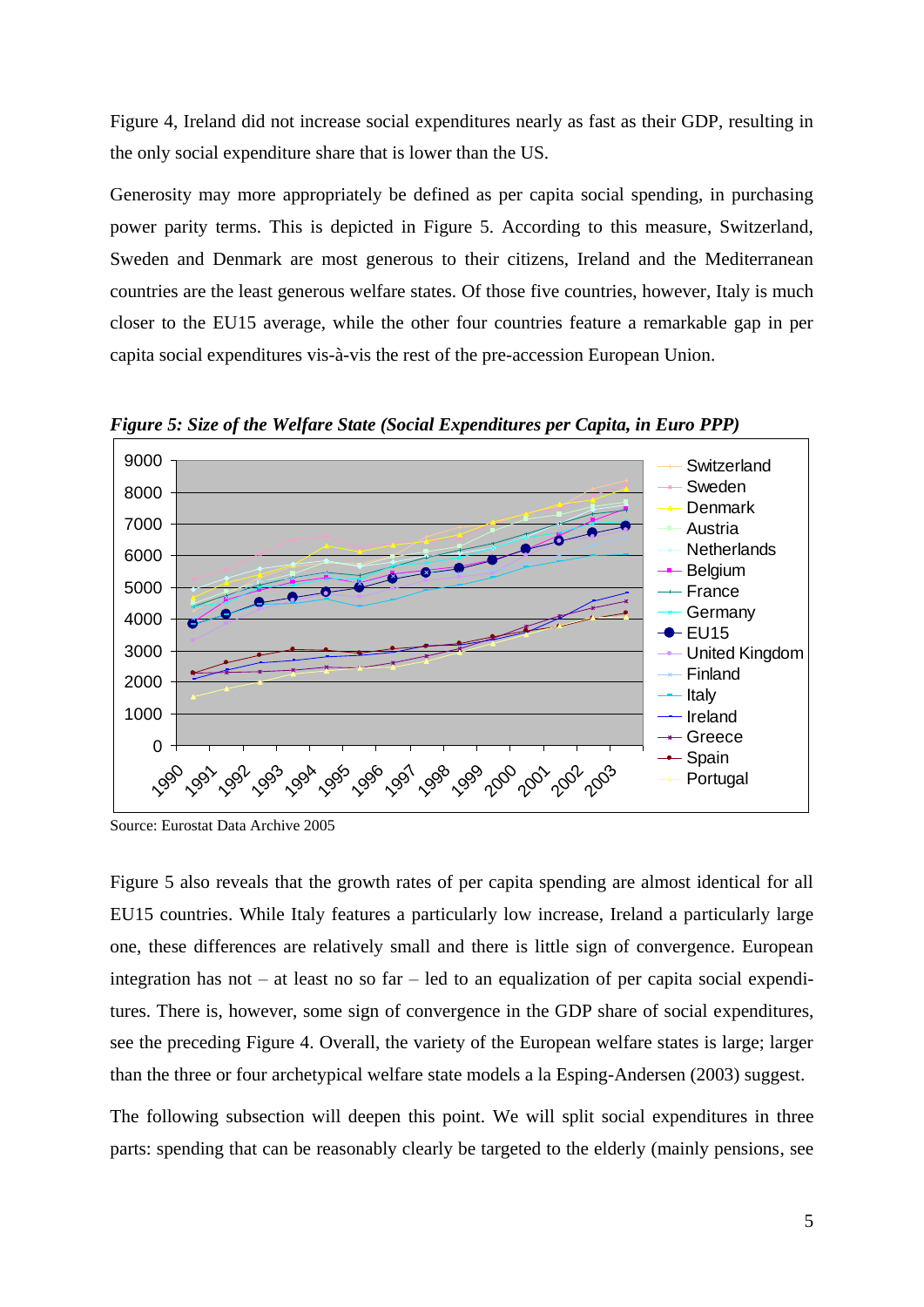Figure 4, Ireland did not increase social expenditures nearly as fast as their GDP, resulting in the only social expenditure share that is lower than the US.

Generosity may more appropriately be defined as per capita social spending, in purchasing power parity terms. This is depicted in Figure 5. According to this measure, Switzerland, Sweden and Denmark are most generous to their citizens, Ireland and the Mediterranean countries are the least generous welfare states. Of those five countries, however, Italy is much closer to the EU15 average, while the other four countries feature a remarkable gap in per capita social expenditures vis-à-vis the rest of the pre-accession European Union.

***Figure 5: Size of the Welfare State (Social Expenditures per Capita, in Euro PPP)***

Source: Eurostat Data Archive 2005

Figure 5 also reveals that the growth rates of per capita spending are almost identical for all EU15 countries. While Italy features a particularly low increase, Ireland a particularly large one, these differences are relatively small and there is little sign of convergence. European integration has not – at least no so far – led to an equalization of per capita social expenditures. There is, however, some sign of convergence in the GDP share of social expenditures, see the preceding Figure 4. Overall, the variety of the European welfare states is large; larger than the three or four archetypical welfare state models a la Esping-Andersen (2003) suggest.

The following subsection will deepen this point. We will split social expenditures in three parts: spending that can be reasonably clearly be targeted to the elderly (mainly pensions, see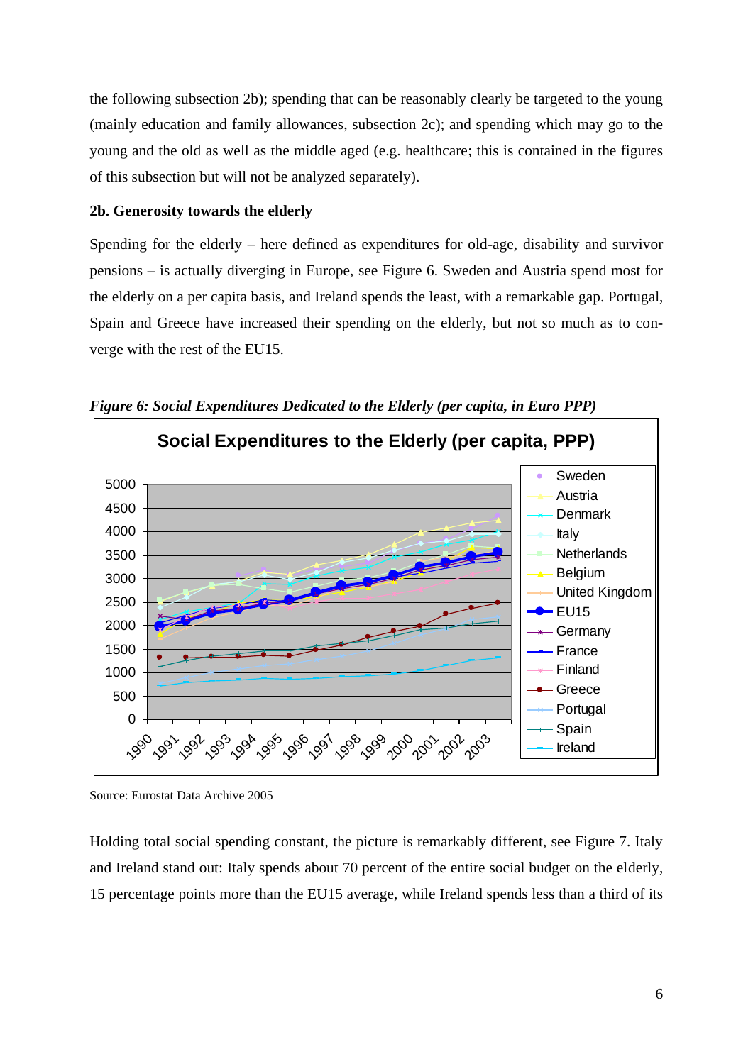the following subsection 2b); spending that can be reasonably clearly be targeted to the young (mainly education and family allowances, subsection 2c); and spending which may go to the young and the old as well as the middle aged (e.g. healthcare; this is contained in the figures of this subsection but will not be analyzed separately).

**2b. Generosity towards the elderly**

Spending for the elderly – here defined as expenditures for old-age, disability and survivor pensions – is actually diverging in Europe, see Figure 6. Sweden and Austria spend most for the elderly on a per capita basis, and Ireland spends the least, with a remarkable gap. Portugal, Spain and Greece have increased their spending on the elderly, but not so much as to converge with the rest of the EU15.

*Figure 6: Social Expenditures Dedicated to the Elderly (per capita, in Euro PPP)*

Source: Eurostat Data Archive 2005

Holding total social spending constant, the picture is remarkably different, see Figure 7. Italy and Ireland stand out: Italy spends about 70 percent of the entire social budget on the elderly, 15 percentage points more than the EU15 average, while Ireland spends less than a third of its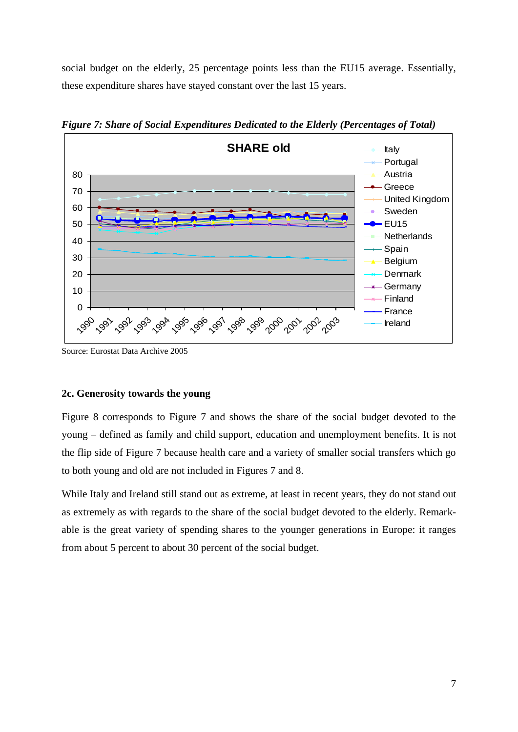social budget on the elderly, 25 percentage points less than the EU15 average. Essentially, these expenditure shares have stayed constant over the last 15 years.

*Figure 7: Share of Social Expenditures Dedicated to the Elderly (Percentages of Total)*

Source: Eurostat Data Archive 2005

### 2c. Generosity towards the young

Figure 8 corresponds to Figure 7 and shows the share of the social budget devoted to the young – defined as family and child support, education and unemployment benefits. It is not the flip side of Figure 7 because health care and a variety of smaller social transfers which go to both young and old are not included in Figures 7 and 8.

While Italy and Ireland still stand out as extreme, at least in recent years, they do not stand out as extremely as with regards to the share of the social budget devoted to the elderly. Remarkable is the great variety of spending shares to the younger generations in Europe: it ranges from about 5 percent to about 30 percent of the social budget.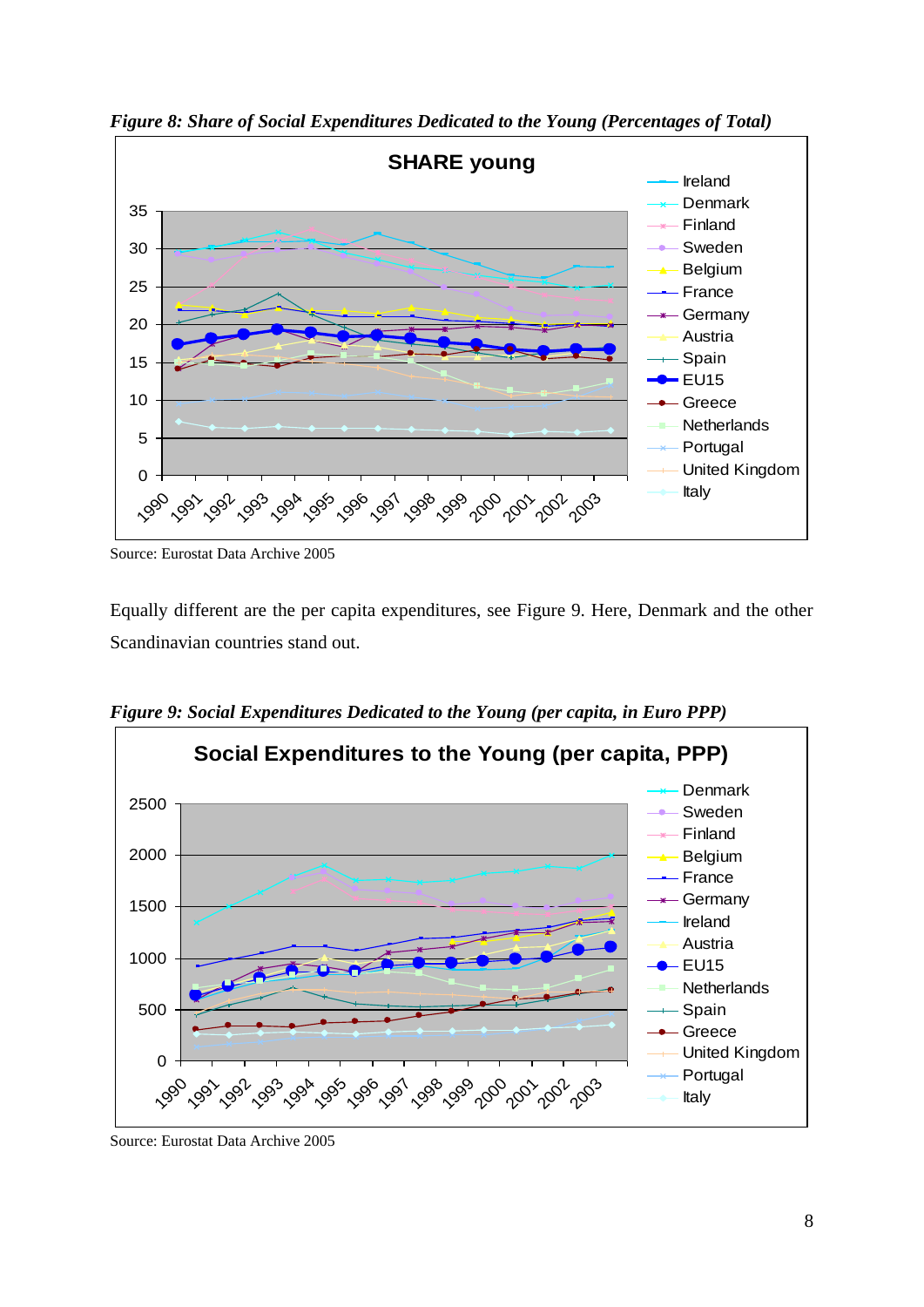*Figure 8: Share of Social Expenditures Dedicated to the Young (Percentages of Total)*

Source: Eurostat Data Archive 2005

Equally different are the per capita expenditures, see Figure 9. Here, Denmark and the other Scandinavian countries stand out.

*Figure 9: Social Expenditures Dedicated to the Young (per capita, in Euro PPP)*

Source: Eurostat Data Archive 2005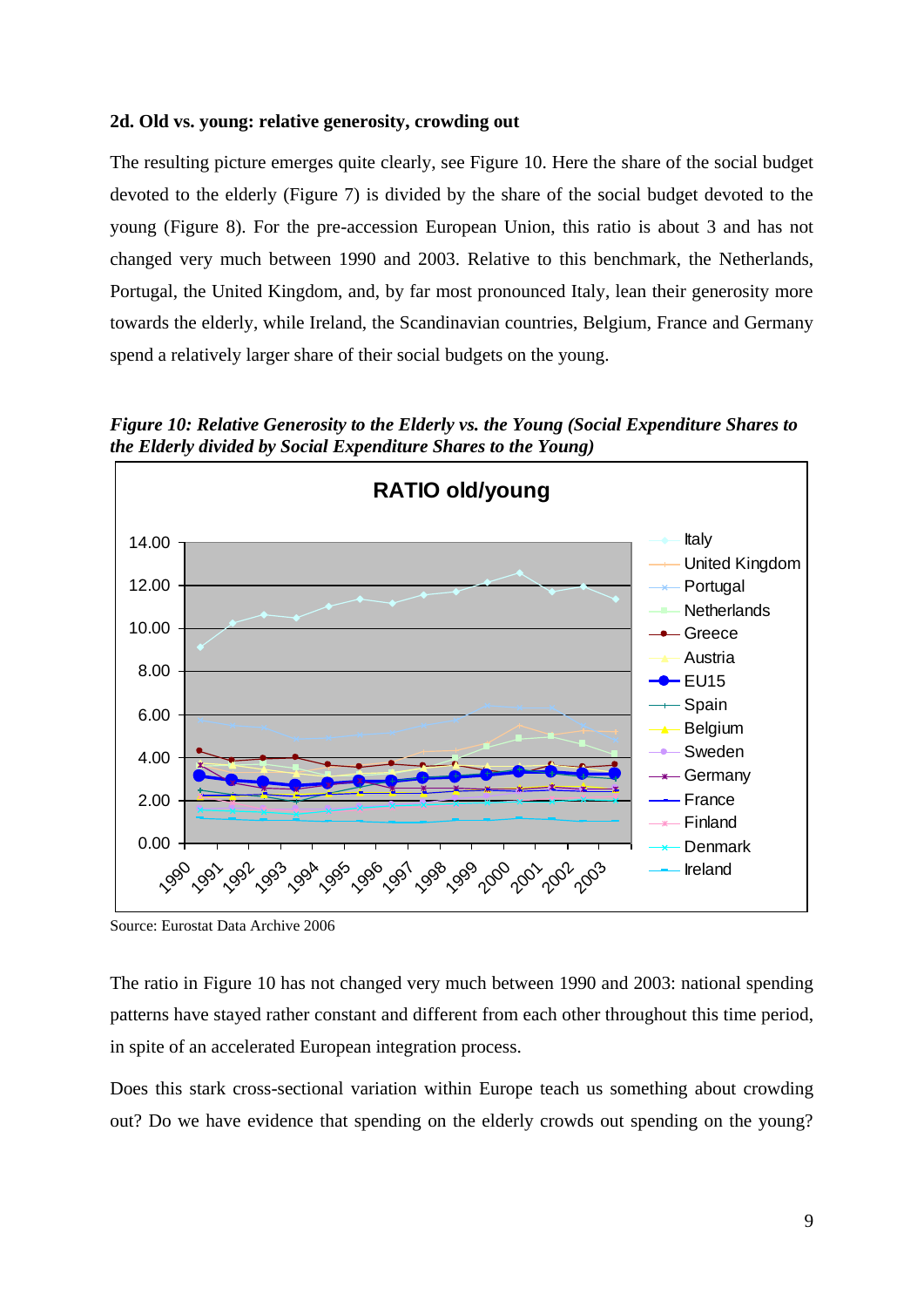### 2d. Old vs. young: relative generosity, crowding out

The resulting picture emerges quite clearly, see Figure 10. Here the share of the social budget devoted to the elderly (Figure 7) is divided by the share of the social budget devoted to the young (Figure 8). For the pre-accession European Union, this ratio is about 3 and has not changed very much between 1990 and 2003. Relative to this benchmark, the Netherlands, Portugal, the United Kingdom, and, by far most pronounced Italy, lean their generosity more towards the elderly, while Ireland, the Scandinavian countries, Belgium, France and Germany spend a relatively larger share of their social budgets on the young.

*Figure 10: Relative Generosity to the Elderly vs. the Young (Social Expenditure Shares to the Elderly divided by Social Expenditure Shares to the Young)*

Source: Eurostat Data Archive 2006

The ratio in Figure 10 has not changed very much between 1990 and 2003: national spending patterns have stayed rather constant and different from each other throughout this time period, in spite of an accelerated European integration process.

Does this stark cross-sectional variation within Europe teach us something about crowding out? Do we have evidence that spending on the elderly crowds out spending on the young?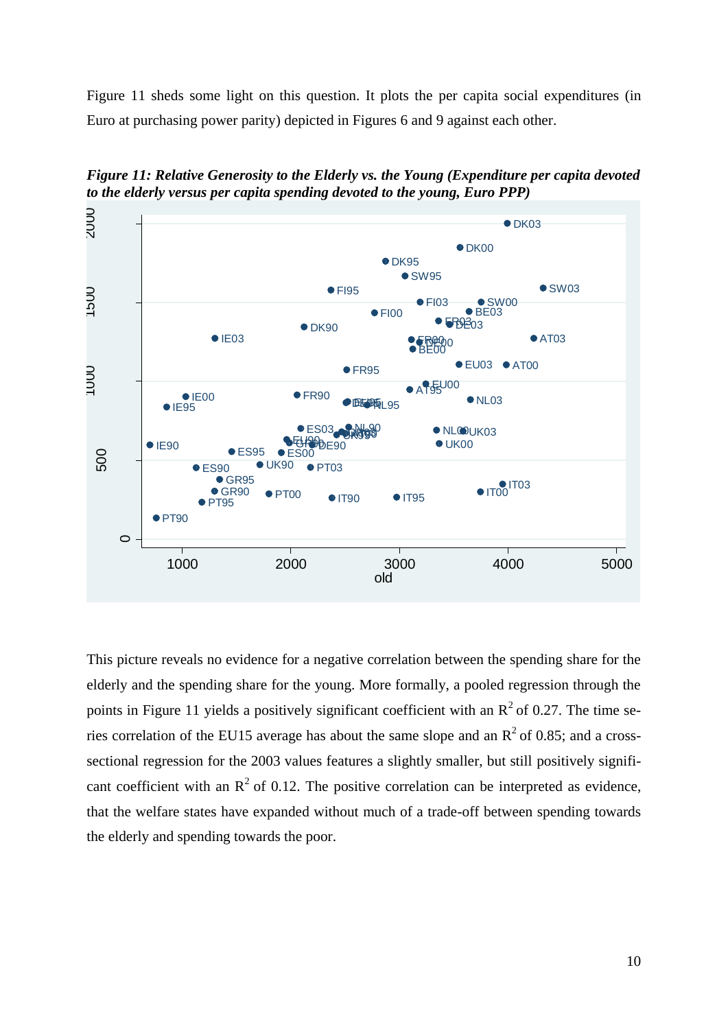Figure 11 sheds some light on this question. It plots the per capita social expenditures (in Euro at purchasing power parity) depicted in Figures 6 and 9 against each other.

***Figure 11: Relative Generosity to the Elderly vs. the Young (Expenditure per capita devoted to the elderly versus per capita spending devoted to the young, Euro PPP)***

This picture reveals no evidence for a negative correlation between the spending share for the elderly and the spending share for the young. More formally, a pooled regression through the points in Figure 11 yields a positively significant coefficient with an $R^2$ of 0.27. The time series correlation of the EU15 average has about the same slope and an $R^2$ of 0.85; and a cross-sectional regression for the 2003 values features a slightly smaller, but still positively significant coefficient with an $R^2$ of 0.12. The positive correlation can be interpreted as evidence, that the welfare states have expanded without much of a trade-off between spending towards the elderly and spending towards the poor.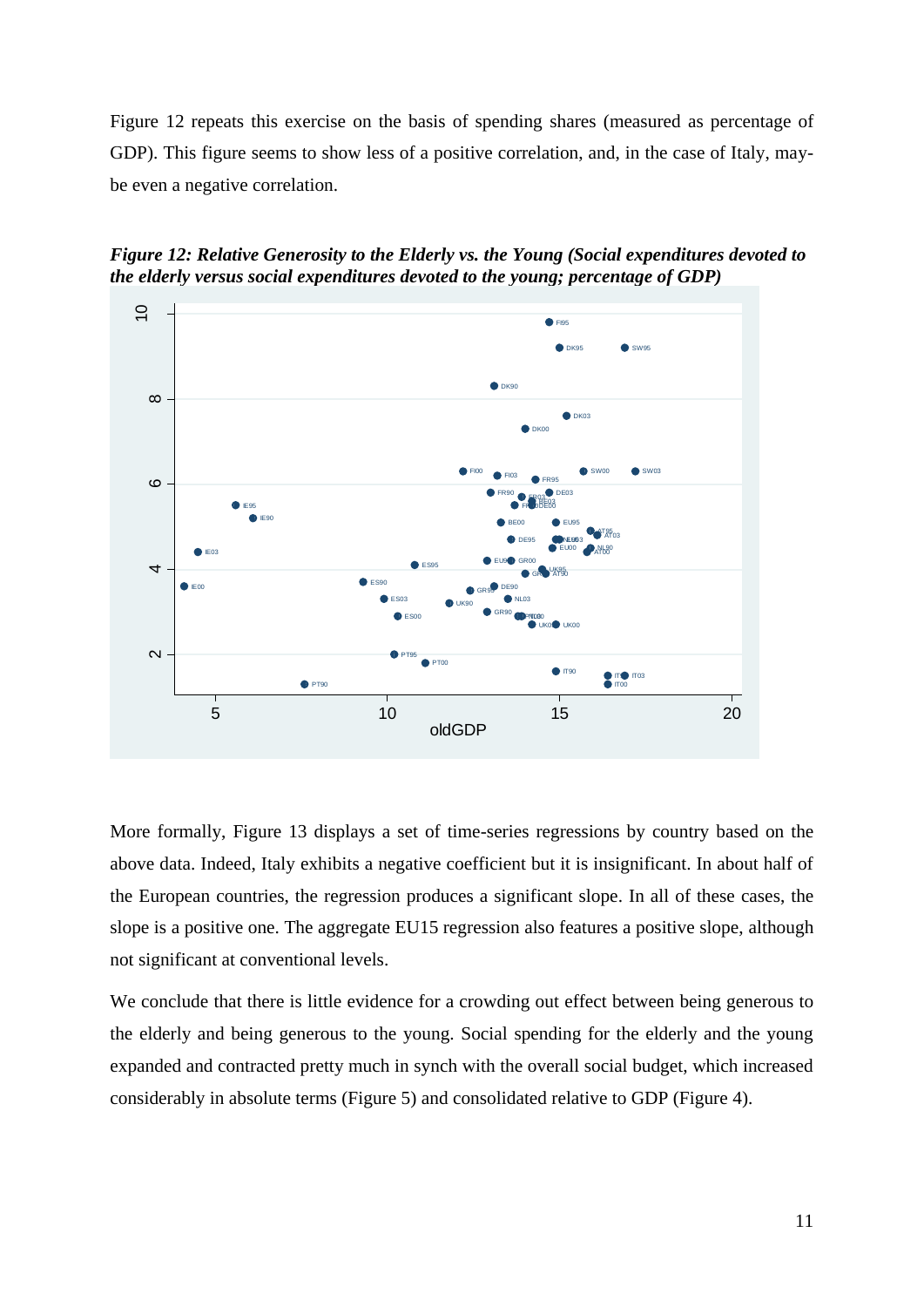Figure 12 repeats this exercise on the basis of spending shares (measured as percentage of GDP). This figure seems to show less of a positive correlation, and, in the case of Italy, may-be even a negative correlation.

***Figure 12: Relative Generosity to the Elderly vs. the Young (Social expenditures devoted to the elderly versus social expenditures devoted to the young; percentage of GDP)***

More formally, Figure 13 displays a set of time-series regressions by country based on the above data. Indeed, Italy exhibits a negative coefficient but it is insignificant. In about half of the European countries, the regression produces a significant slope. In all of these cases, the slope is a positive one. The aggregate EU15 regression also features a positive slope, although not significant at conventional levels.

We conclude that there is little evidence for a crowding out effect between being generous to the elderly and being generous to the young. Social spending for the elderly and the young expanded and contracted pretty much in synch with the overall social budget, which increased considerably in absolute terms (Figure 5) and consolidated relative to GDP (Figure 4).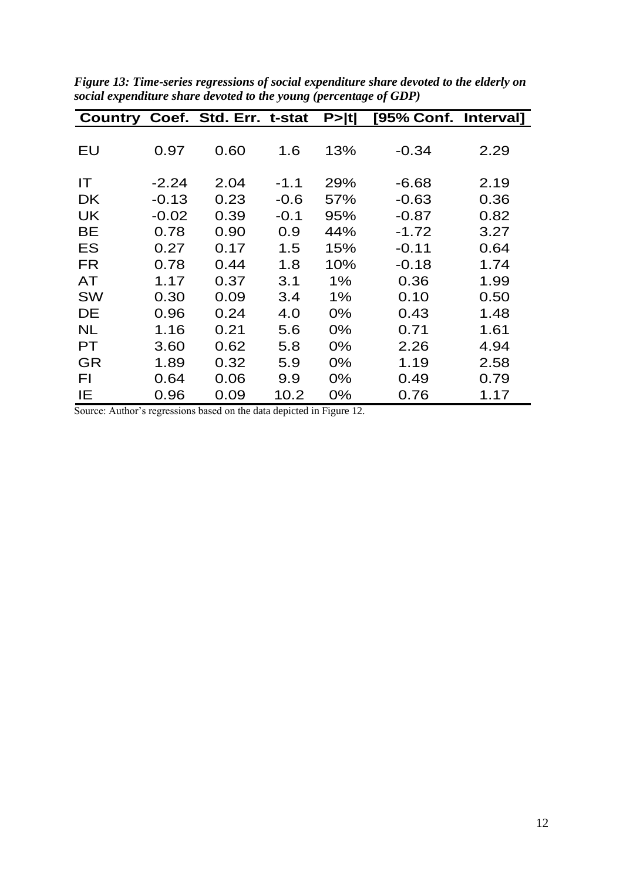*Figure 13: Time-series regressions of social expenditure share devoted to the elderly on social expenditure share devoted to the young (percentage of GDP)*

| Country | Coef. | Std. Err. | t-stat | P>\|t\| | [95% Conf. | Interval] |
|---|---|---|---|---|---|---|
| EU | 0.97 | 0.60 | 1.6 | 13% | -0.34 | 2.29 |
| IT | -2.24 | 2.04 | -1.1 | 29% | -6.68 | 2.19 |
| DK | -0.13 | 0.23 | -0.6 | 57% | -0.63 | 0.36 |
| UK | -0.02 | 0.39 | -0.1 | 95% | -0.87 | 0.82 |
| BE | 0.78 | 0.90 | 0.9 | 44% | -1.72 | 3.27 |
| ES | 0.27 | 0.17 | 1.5 | 15% | -0.11 | 0.64 |
| FR | 0.78 | 0.44 | 1.8 | 10% | -0.18 | 1.74 |
| AT | 1.17 | 0.37 | 3.1 | 1% | 0.36 | 1.99 |
| SW | 0.30 | 0.09 | 3.4 | 1% | 0.10 | 0.50 |
| DE | 0.96 | 0.24 | 4.0 | 0% | 0.43 | 1.48 |
| NL | 1.16 | 0.21 | 5.6 | 0% | 0.71 | 1.61 |
| PT | 3.60 | 0.62 | 5.8 | 0% | 2.26 | 4.94 |
| GR | 1.89 | 0.32 | 5.9 | 0% | 1.19 | 2.58 |
| FI | 0.64 | 0.06 | 9.9 | 0% | 0.49 | 0.79 |
| IE | 0.96 | 0.09 | 10.2 | 0% | 0.76 | 1.17 |

Source: Author's regressions based on the data depicted in Figure 12.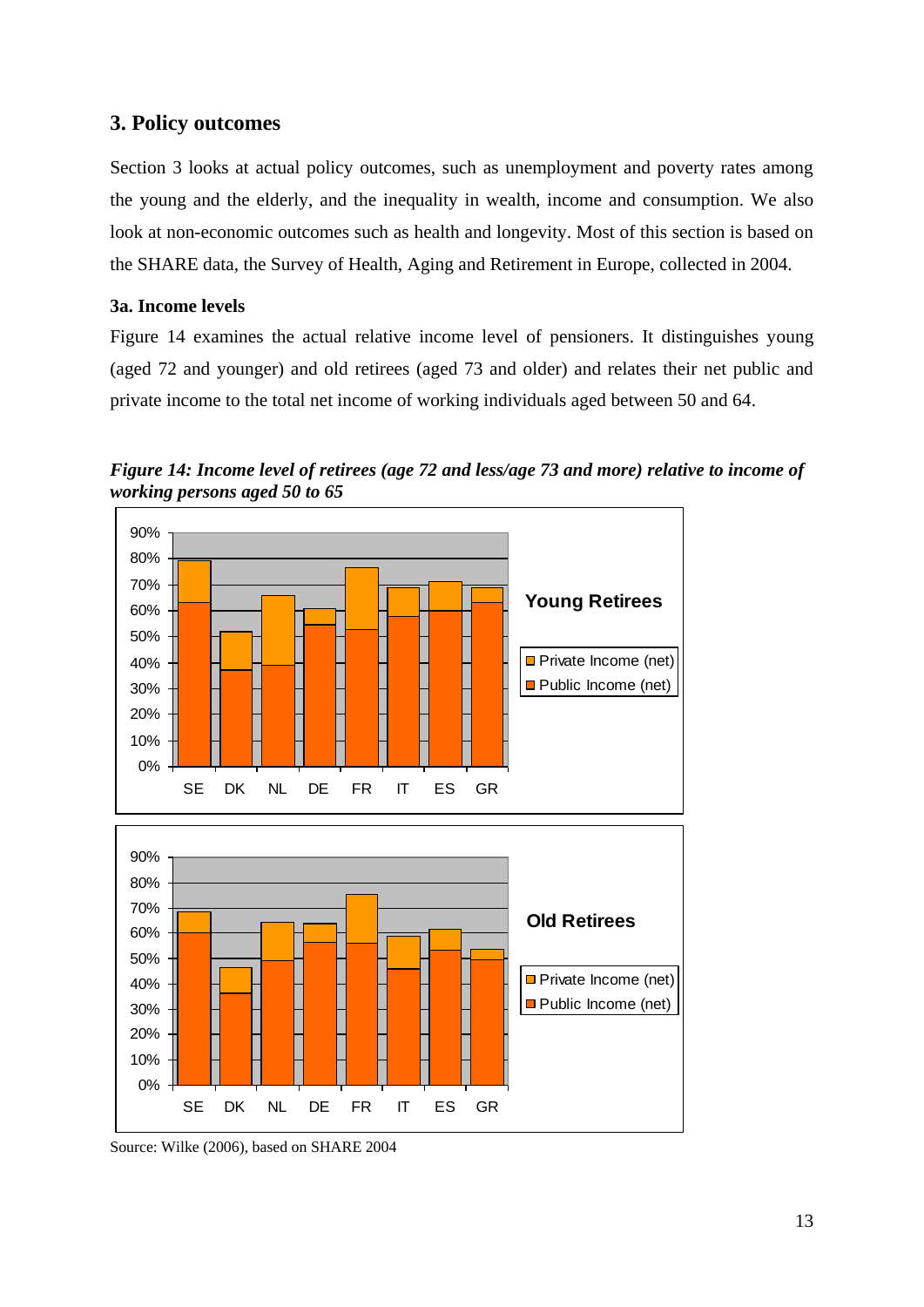## 3. Policy outcomes

Section 3 looks at actual policy outcomes, such as unemployment and poverty rates among the young and the elderly, and the inequality in wealth, income and consumption. We also look at non-economic outcomes such as health and longevity. Most of this section is based on the SHARE data, the Survey of Health, Aging and Retirement in Europe, collected in 2004.

### 3a. Income levels

Figure 14 examines the actual relative income level of pensioners. It distinguishes young (aged 72 and younger) and old retirees (aged 73 and older) and relates their net public and private income to the total net income of working individuals aged between 50 and 64.

***Figure 14: Income level of retirees (age 72 and less/age 73 and more) relative to income of working persons aged 50 to 65***

Source: Wilke (2006), based on SHARE 2004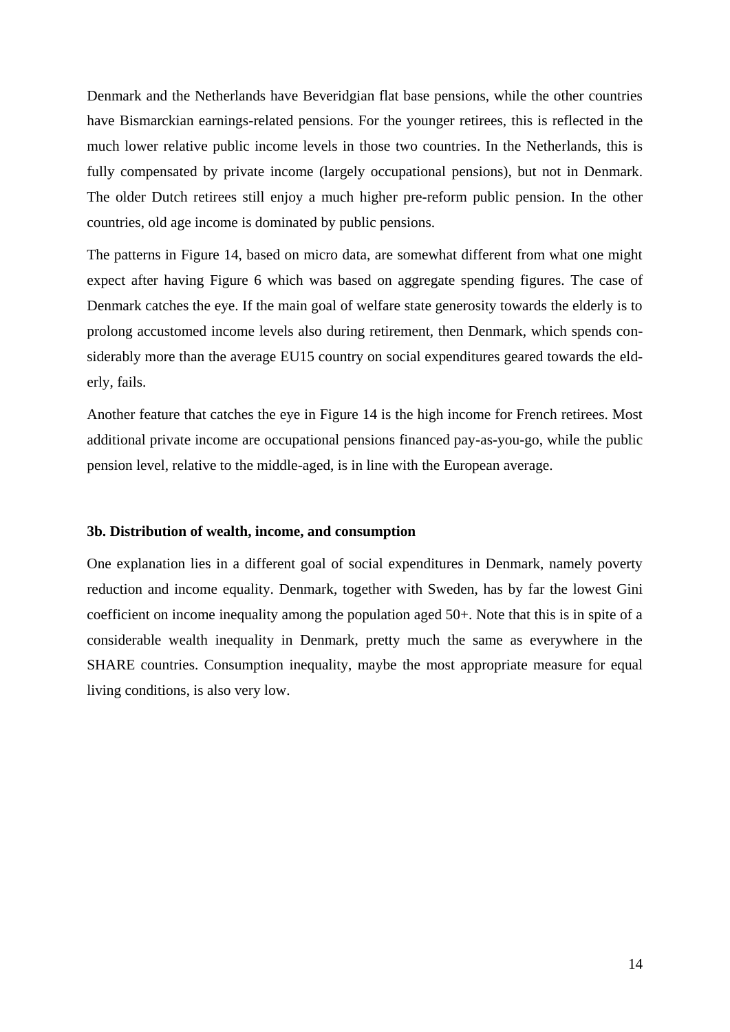Denmark and the Netherlands have Beveridgian flat base pensions, while the other countries have Bismarckian earnings-related pensions. For the younger retirees, this is reflected in the much lower relative public income levels in those two countries. In the Netherlands, this is fully compensated by private income (largely occupational pensions), but not in Denmark. The older Dutch retirees still enjoy a much higher pre-reform public pension. In the other countries, old age income is dominated by public pensions.

The patterns in Figure 14, based on micro data, are somewhat different from what one might expect after having Figure 6 which was based on aggregate spending figures. The case of Denmark catches the eye. If the main goal of welfare state generosity towards the elderly is to prolong accustomed income levels also during retirement, then Denmark, which spends considerably more than the average EU15 country on social expenditures geared towards the elderly, fails.

Another feature that catches the eye in Figure 14 is the high income for French retirees. Most additional private income are occupational pensions financed pay-as-you-go, while the public pension level, relative to the middle-aged, is in line with the European average.

### 3b. Distribution of wealth, income, and consumption

One explanation lies in a different goal of social expenditures in Denmark, namely poverty reduction and income equality. Denmark, together with Sweden, has by far the lowest Gini coefficient on income inequality among the population aged 50+. Note that this is in spite of a considerable wealth inequality in Denmark, pretty much the same as everywhere in the SHARE countries. Consumption inequality, maybe the most appropriate measure for equal living conditions, is also very low.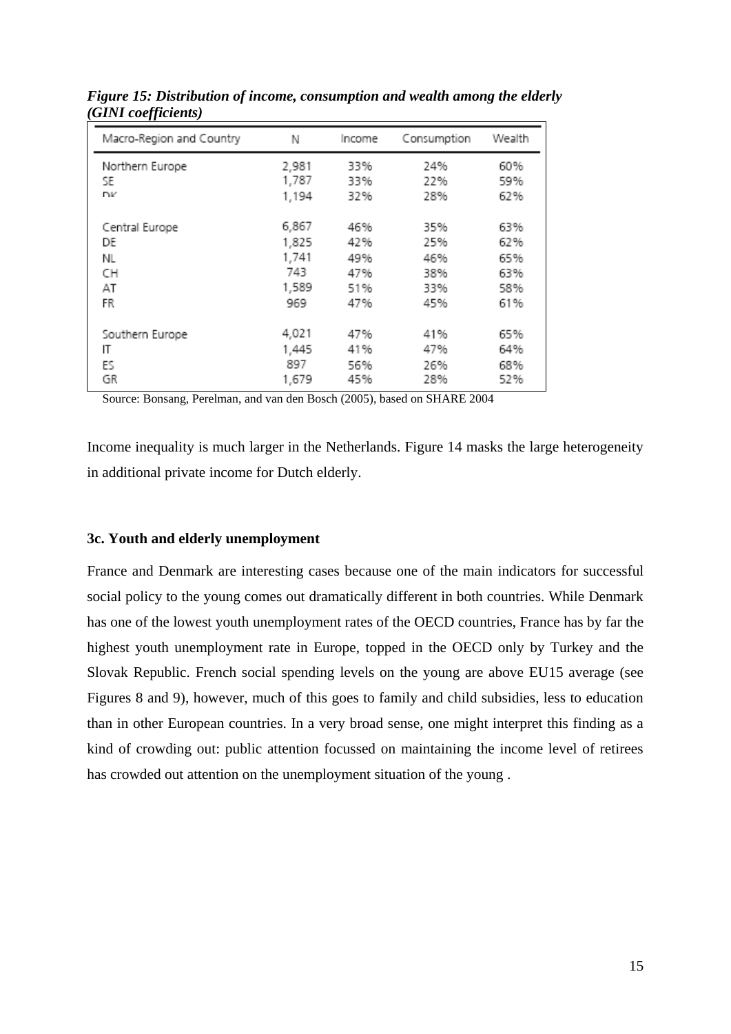*Figure 15: Distribution of income, consumption and wealth among the elderly (GINI coefficients)*

| Macro-Region and Country | N | Income | Consumption | Wealth |
|---|---|---|---|---|
| Northern Europe | 2,981 | 33% | 24% | 60% |
| SE | 1,787 | 33% | 22% | 59% |
| DK | 1,194 | 32% | 28% | 62% |
| Central Europe | 6,867 | 46% | 35% | 63% |
| DE | 1,825 | 42% | 25% | 62% |
| NL | 1,741 | 49% | 46% | 65% |
| CH | 743 | 47% | 38% | 63% |
| AT | 1,589 | 51% | 33% | 58% |
| FR | 969 | 47% | 45% | 61% |
| Southern Europe | 4,021 | 47% | 41% | 65% |
| IT | 1,445 | 41% | 47% | 64% |
| ES | 897 | 56% | 26% | 68% |
| GR | 1,679 | 45% | 28% | 52% |

Source: Bonsang, Perelman, and van den Bosch (2005), based on SHARE 2004

Income inequality is much larger in the Netherlands. Figure 14 masks the large heterogeneity in additional private income for Dutch elderly.

### 3c. Youth and elderly unemployment

France and Denmark are interesting cases because one of the main indicators for successful social policy to the young comes out dramatically different in both countries. While Denmark has one of the lowest youth unemployment rates of the OECD countries, France has by far the highest youth unemployment rate in Europe, topped in the OECD only by Turkey and the Slovak Republic. French social spending levels on the young are above EU15 average (see Figures 8 and 9), however, much of this goes to family and child subsidies, less to education than in other European countries. In a very broad sense, one might interpret this finding as a kind of crowding out: public attention focussed on maintaining the income level of retirees has crowded out attention on the unemployment situation of the young .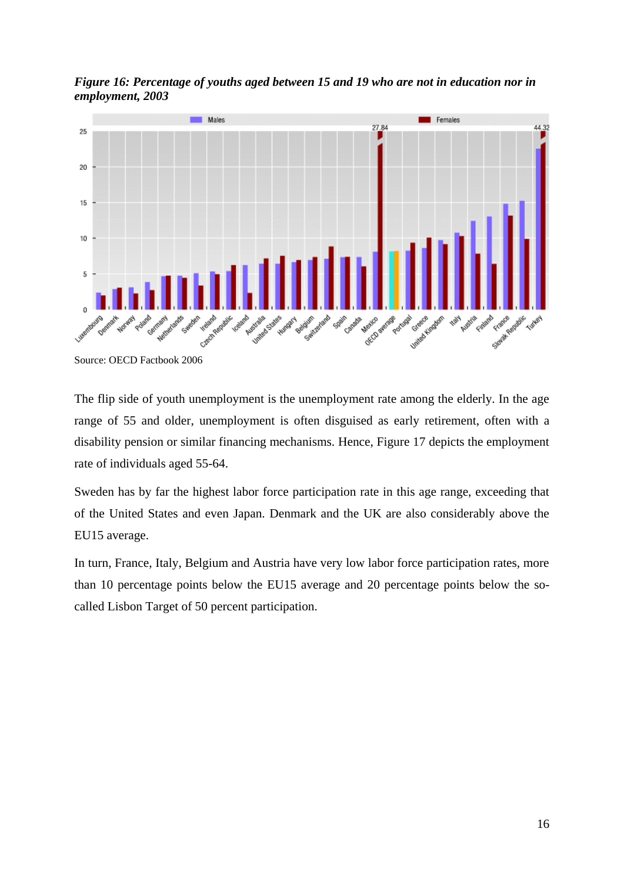***Figure 16: Percentage of youths aged between 15 and 19 who are not in education nor in employment, 2003***

Source: OECD Factbook 2006

The flip side of youth unemployment is the unemployment rate among the elderly. In the age range of 55 and older, unemployment is often disguised as early retirement, often with a disability pension or similar financing mechanisms. Hence, Figure 17 depicts the employment rate of individuals aged 55-64.

Sweden has by far the highest labor force participation rate in this age range, exceeding that of the United States and even Japan. Denmark and the UK are also considerably above the EU15 average.

In turn, France, Italy, Belgium and Austria have very low labor force participation rates, more than 10 percentage points below the EU15 average and 20 percentage points below the so-called Lisbon Target of 50 percent participation.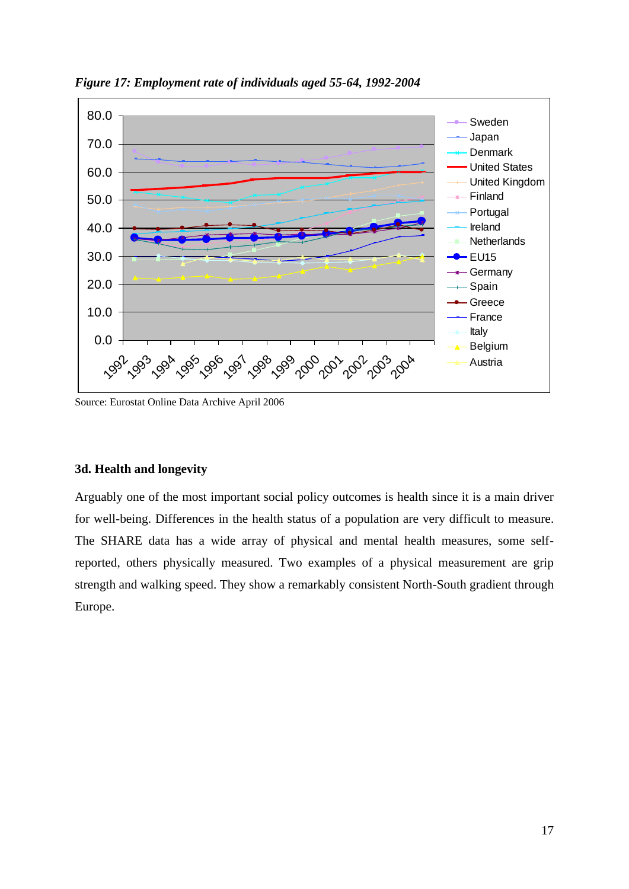*Figure 17: Employment rate of individuals aged 55-64, 1992-2004*

Source: Eurostat Online Data Archive April 2006

### 3d. Health and longevity

Arguably one of the most important social policy outcomes is health since it is a main driver for well-being. Differences in the health status of a population are very difficult to measure. The SHARE data has a wide array of physical and mental health measures, some self-reported, others physically measured. Two examples of a physical measurement are grip strength and walking speed. They show a remarkably consistent North-South gradient through Europe.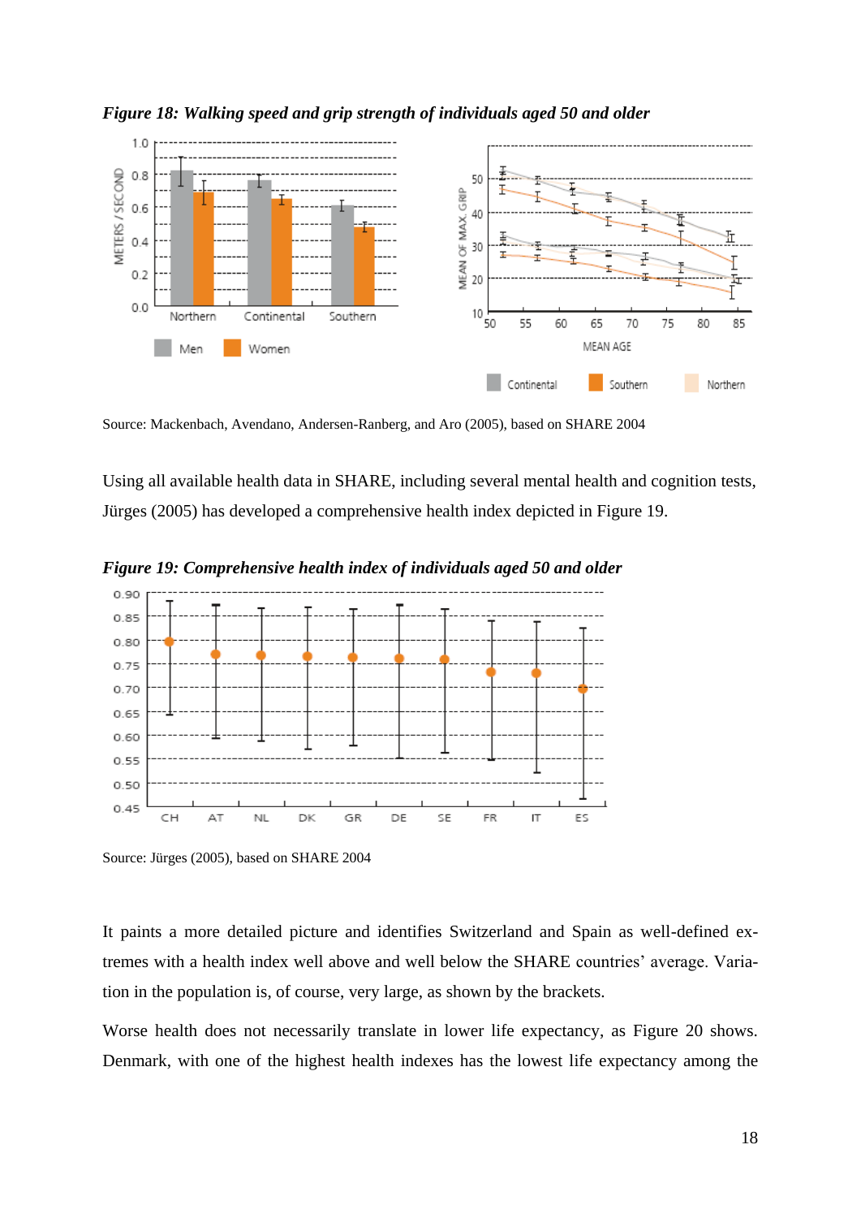***Figure 18: Walking speed and grip strength of individuals aged 50 and older***

Source: Mackenbach, Avendano, Andersen-Ranberg, and Aro (2005), based on SHARE 2004

Using all available health data in SHARE, including several mental health and cognition tests, Jürges (2005) has developed a comprehensive health index depicted in Figure 19.

***Figure 19: Comprehensive health index of individuals aged 50 and older***

Source: Jürges (2005), based on SHARE 2004

It paints a more detailed picture and identifies Switzerland and Spain as well-defined extremes with a health index well above and well below the SHARE countries' average. Variation in the population is, of course, very large, as shown by the brackets.

Worse health does not necessarily translate in lower life expectancy, as Figure 20 shows. Denmark, with one of the highest health indexes has the lowest life expectancy among the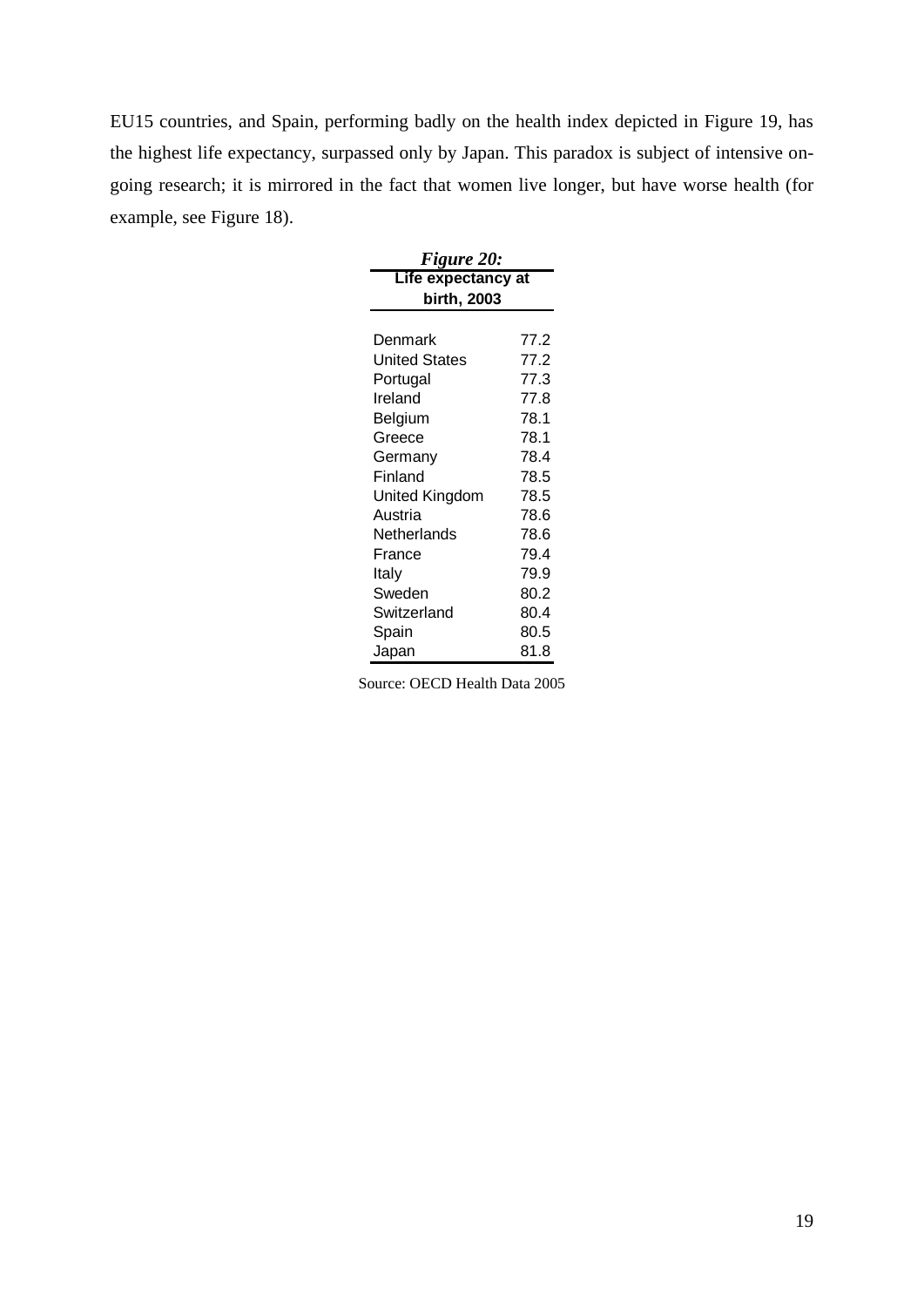EU15 countries, and Spain, performing badly on the health index depicted in Figure 19, has the highest life expectancy, surpassed only by Japan. This paradox is subject of intensive ongoing research; it is mirrored in the fact that women live longer, but have worse health (for example, see Figure 18).

***Figure 20:***

**Life expectancy at birth, 2003**

| Country | Life expectancy |
|---|---|
| Denmark | 77.2 |
| United States | 77.2 |
| Portugal | 77.3 |
| Ireland | 77.8 |
| Belgium | 78.1 |
| Greece | 78.1 |
| Germany | 78.4 |
| Finland | 78.5 |
| United Kingdom | 78.5 |
| Austria | 78.6 |
| Netherlands | 78.6 |
| France | 79.4 |
| Italy | 79.9 |
| Sweden | 80.2 |
| Switzerland | 80.4 |
| Spain | 80.5 |
| Japan | 81.8 |

Source: OECD Health Data 2005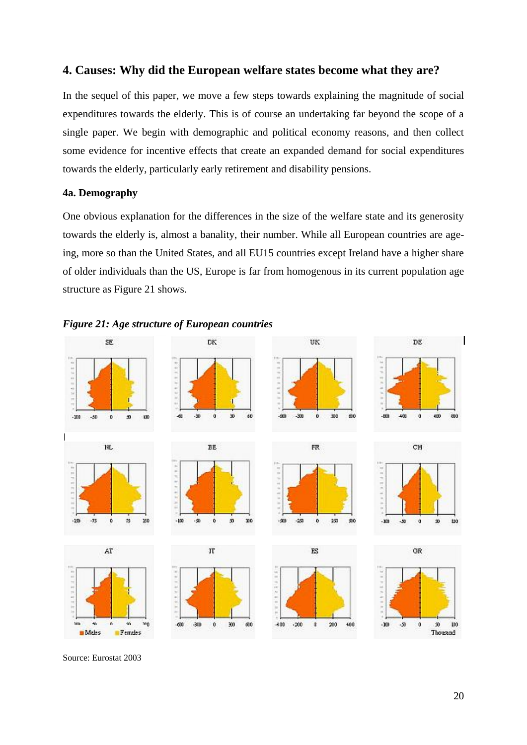## 4. Causes: Why did the European welfare states become what they are?

In the sequel of this paper, we move a few steps towards explaining the magnitude of social expenditures towards the elderly. This is of course an undertaking far beyond the scope of a single paper. We begin with demographic and political economy reasons, and then collect some evidence for incentive effects that create an expanded demand for social expenditures towards the elderly, particularly early retirement and disability pensions.

### 4a. Demography

One obvious explanation for the differences in the size of the welfare state and its generosity towards the elderly is, almost a banality, their number. While all European countries are ageing, more so than the United States, and all EU15 countries except Ireland have a higher share of older individuals than the US, Europe is far from homogenous in its current population age structure as Figure 21 shows.

*Figure 21: Age structure of European countries*

Source: Eurostat 2003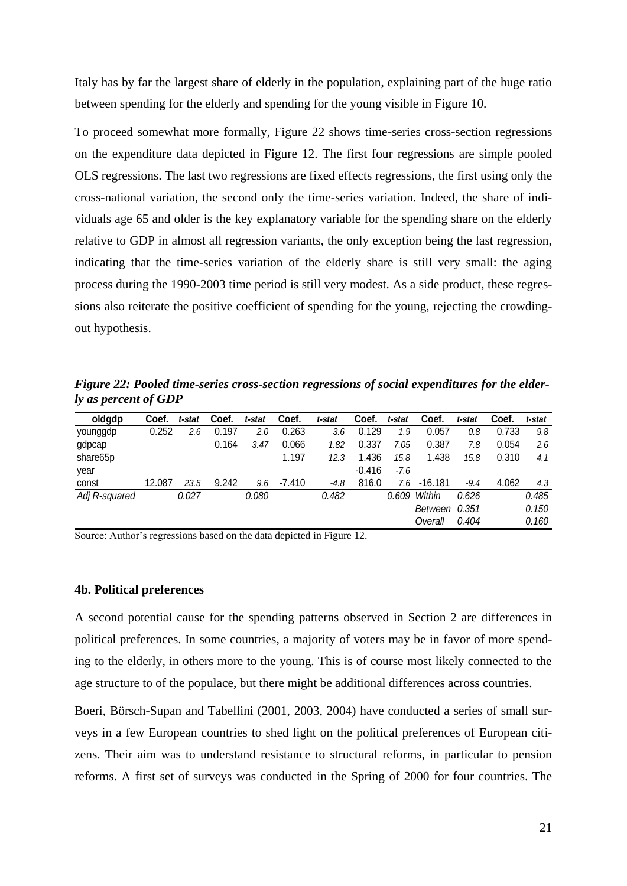Italy has by far the largest share of elderly in the population, explaining part of the huge ratio between spending for the elderly and spending for the young visible in Figure 10.

To proceed somewhat more formally, Figure 22 shows time-series cross-section regressions on the expenditure data depicted in Figure 12. The first four regressions are simple pooled OLS regressions. The last two regressions are fixed effects regressions, the first using only the cross-national variation, the second only the time-series variation. Indeed, the share of individuals age 65 and older is the key explanatory variable for the spending share on the elderly relative to GDP in almost all regression variants, the only exception being the last regression, indicating that the time-series variation of the elderly share is still very small: the aging process during the 1990-2003 time period is still very modest. As a side product, these regressions also reiterate the positive coefficient of spending for the young, rejecting the crowding-out hypothesis.

***Figure 22: Pooled time-series cross-section regressions of social expenditures for the elderly as percent of GDP***

| oldgdp | Coef. | *t-stat* | Coef. | *t-stat* | Coef. | *t-stat* | Coef. | *t-stat* | Coef. | *t-stat* | Coef. | *t-stat* |
|---|---|---|---|---|---|---|---|---|---|---|---|---|
| younggdp | 0.252 | *2.6* | 0.197 | *2.0* | 0.263 | *3.6* | 0.129 | *1.9* | 0.057 | *0.8* | 0.733 | *9.8* |
| gdpcap | | | 0.164 | *3.47* | 0.066 | *1.82* | 0.337 | *7.05* | 0.387 | *7.8* | 0.054 | *2.6* |
| share65p | | | | | 1.197 | *12.3* | 1.436 | *15.8* | 1.438 | *15.8* | 0.310 | *4.1* |
| year | | | | | | | -0.416 | *-7.6* | | | | |
| const | 12.087 | *23.5* | 9.242 | *9.6* | -7.410 | *-4.8* | 816.0 | *7.6* | -16.181 | *-9.4* | 4.062 | *4.3* |
| *Adj R-squared* | | *0.027* | | *0.080* | | *0.482* | | *0.609* | *Within* | *0.626* | | *0.485* |
| | | | | | | | | | *Between* | *0.351* | | *0.150* |
| | | | | | | | | | *Overall* | *0.404* | | *0.160* |

Source: Author's regressions based on the data depicted in Figure 12.

### 4b. Political preferences

A second potential cause for the spending patterns observed in Section 2 are differences in political preferences. In some countries, a majority of voters may be in favor of more spending to the elderly, in others more to the young. This is of course most likely connected to the age structure to of the populace, but there might be additional differences across countries.

Boeri, Börsch-Supan and Tabellini (2001, 2003, 2004) have conducted a series of small surveys in a few European countries to shed light on the political preferences of European citizens. Their aim was to understand resistance to structural reforms, in particular to pension reforms. A first set of surveys was conducted in the Spring of 2000 for four countries. The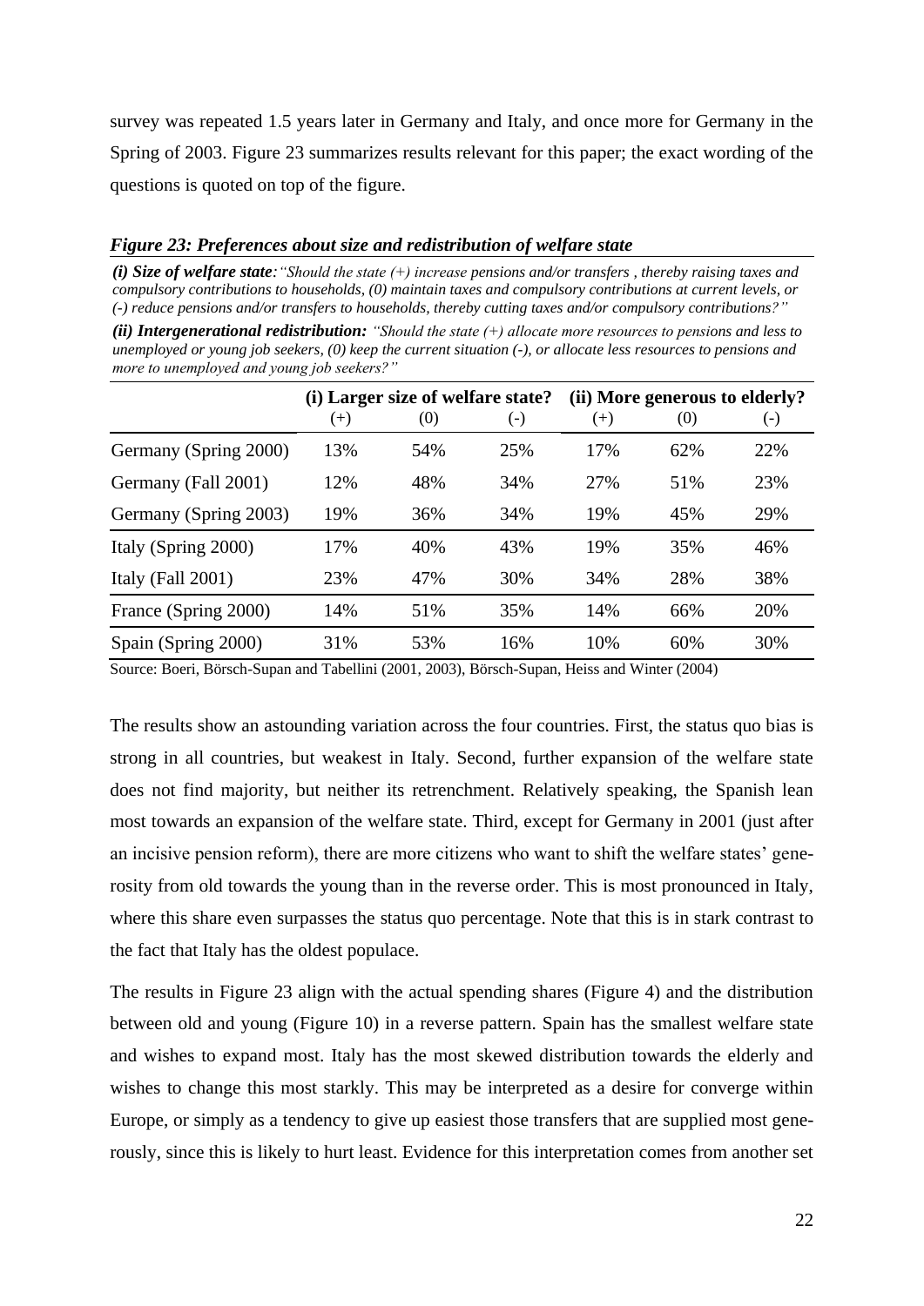survey was repeated 1.5 years later in Germany and Italy, and once more for Germany in the Spring of 2003. Figure 23 summarizes results relevant for this paper; the exact wording of the questions is quoted on top of the figure.

***Figure 23: Preferences about size and redistribution of welfare state***

***(i) Size of welfare state****:"Should the state (+) increase pensions and/or transfers , thereby raising taxes and compulsory contributions to households, (0) maintain taxes and compulsory contributions at current levels, or (-) reduce pensions and/or transfers to households, thereby cutting taxes and/or compulsory contributions?"*

***(ii) Intergenerational redistribution:*** *"Should the state (+) allocate more resources to pensions and less to unemployed or young job seekers, (0) keep the current situation (-), or allocate less resources to pensions and more to unemployed and young job seekers?"*

| | (i) Larger size of welfare state? | | | (ii) More generous to elderly? | | |
|---|---|---|---|---|---|---|
| | (+) | (0) | (-) | (+) | (0) | (-) |
| Germany (Spring 2000) | 13% | 54% | 25% | 17% | 62% | 22% |
| Germany (Fall 2001) | 12% | 48% | 34% | 27% | 51% | 23% |
| Germany (Spring 2003) | 19% | 36% | 34% | 19% | 45% | 29% |
| Italy (Spring 2000) | 17% | 40% | 43% | 19% | 35% | 46% |
| Italy (Fall 2001) | 23% | 47% | 30% | 34% | 28% | 38% |
| France (Spring 2000) | 14% | 51% | 35% | 14% | 66% | 20% |
| Spain (Spring 2000) | 31% | 53% | 16% | 10% | 60% | 30% |

Source: Boeri, Börsch-Supan and Tabellini (2001, 2003), Börsch-Supan, Heiss and Winter (2004)

The results show an astounding variation across the four countries. First, the status quo bias is strong in all countries, but weakest in Italy. Second, further expansion of the welfare state does not find majority, but neither its retrenchment. Relatively speaking, the Spanish lean most towards an expansion of the welfare state. Third, except for Germany in 2001 (just after an incisive pension reform), there are more citizens who want to shift the welfare states' generosity from old towards the young than in the reverse order. This is most pronounced in Italy, where this share even surpasses the status quo percentage. Note that this is in stark contrast to the fact that Italy has the oldest populace.

The results in Figure 23 align with the actual spending shares (Figure 4) and the distribution between old and young (Figure 10) in a reverse pattern. Spain has the smallest welfare state and wishes to expand most. Italy has the most skewed distribution towards the elderly and wishes to change this most starkly. This may be interpreted as a desire for converge within Europe, or simply as a tendency to give up easiest those transfers that are supplied most generously, since this is likely to hurt least. Evidence for this interpretation comes from another set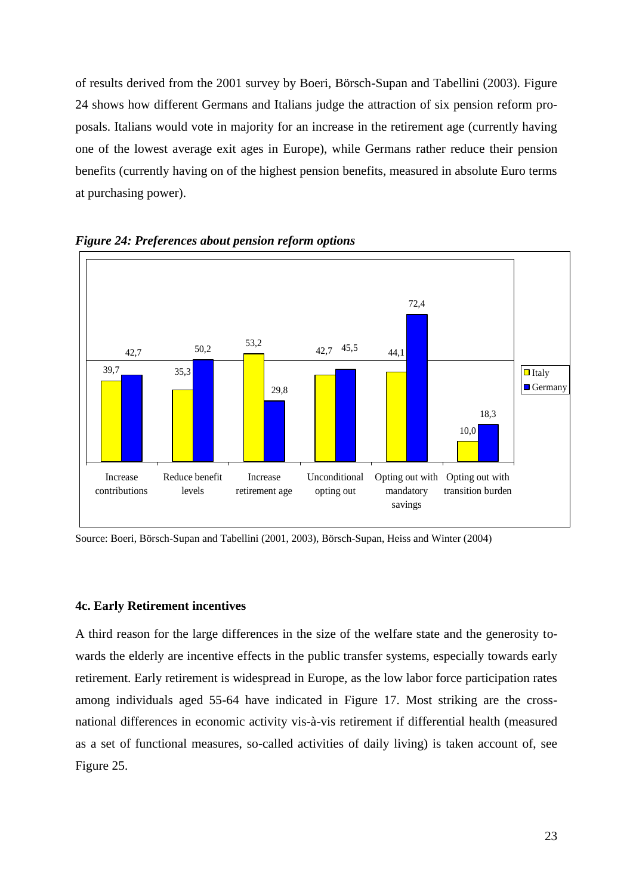of results derived from the 2001 survey by Boeri, Börsch-Supan and Tabellini (2003). Figure 24 shows how different Germans and Italians judge the attraction of six pension reform proposals. Italians would vote in majority for an increase in the retirement age (currently having one of the lowest average exit ages in Europe), while Germans rather reduce their pension benefits (currently having on of the highest pension benefits, measured in absolute Euro terms at purchasing power).

***Figure 24: Preferences about pension reform options***

| | Increase contributions | Reduce benefit levels | Increase retirement age | Unconditional opting out | Opting out with mandatory savings | Opting out with transition burden |
|---|---|---|---|---|---|---|
| Italy | 39,7 | 35,3 | 53,2 | 42,7 | 44,1 | 10,0 |
| Germany | 42,7 | 50,2 | 29,8 | 45,5 | 72,4 | 18,3 |

Source: Boeri, Börsch-Supan and Tabellini (2001, 2003), Börsch-Supan, Heiss and Winter (2004)

### 4c. Early Retirement incentives

A third reason for the large differences in the size of the welfare state and the generosity towards the elderly are incentive effects in the public transfer systems, especially towards early retirement. Early retirement is widespread in Europe, as the low labor force participation rates among individuals aged 55-64 have indicated in Figure 17. Most striking are the cross-national differences in economic activity vis-à-vis retirement if differential health (measured as a set of functional measures, so-called activities of daily living) is taken account of, see Figure 25.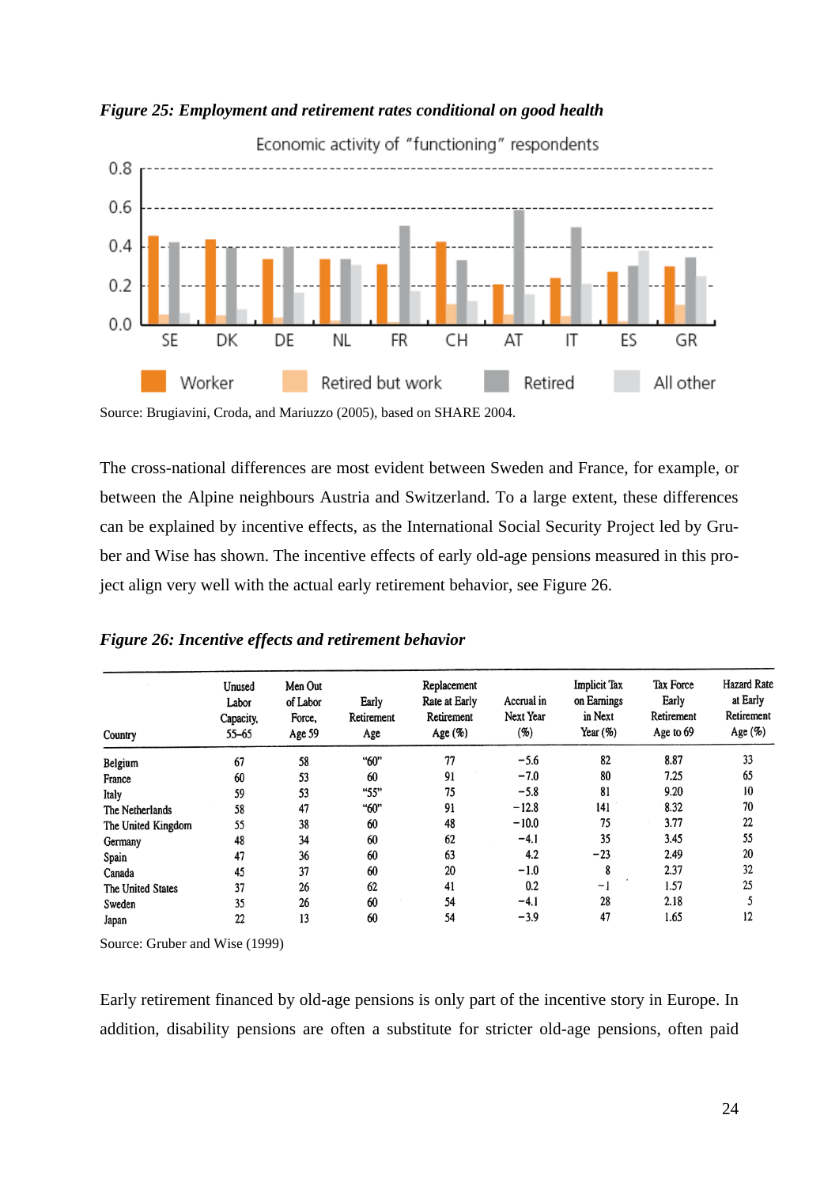***Figure 25: Employment and retirement rates conditional on good health***

Source: Brugiavini, Croda, and Mariuzzo (2005), based on SHARE 2004.

The cross-national differences are most evident between Sweden and France, for example, or between the Alpine neighbours Austria and Switzerland. To a large extent, these differences can be explained by incentive effects, as the International Social Security Project led by Gruber and Wise has shown. The incentive effects of early old-age pensions measured in this project align very well with the actual early retirement behavior, see Figure 26.

***Figure 26: Incentive effects and retirement behavior***

| Country | Unused Labor Capacity, 55–65 | Men Out of Labor Force, Age 59 | Early Retirement Age | Replacement Rate at Early Retirement Age (%) | Accrual in Next Year (%) | Implicit Tax on Earnings in Next Year (%) | Tax Force Early Retirement Age to 69 | Hazard Rate at Early Retirement Age (%) |
|---|---|---|---|---|---|---|---|---|
| Belgium | 67 | 58 | "60" | 77 | −5.6 | 82 | 8.87 | 33 |
| France | 60 | 53 | 60 | 91 | −7.0 | 80 | 7.25 | 65 |
| Italy | 59 | 53 | "55" | 75 | −5.8 | 81 | 9.20 | 10 |
| The Netherlands | 58 | 47 | "60" | 91 | −12.8 | 141 | 8.32 | 70 |
| The United Kingdom | 55 | 38 | 60 | 48 | −10.0 | 75 | 3.77 | 22 |
| Germany | 48 | 34 | 60 | 62 | −4.1 | 35 | 3.45 | 55 |
| Spain | 47 | 36 | 60 | 63 | 4.2 | −23 | 2.49 | 20 |
| Canada | 45 | 37 | 60 | 20 | −1.0 | 8 | 2.37 | 32 |
| The United States | 37 | 26 | 62 | 41 | 0.2 | −1 | 1.57 | 25 |
| Sweden | 35 | 26 | 60 | 54 | −4.1 | 28 | 2.18 | 5 |
| Japan | 22 | 13 | 60 | 54 | −3.9 | 47 | 1.65 | 12 |

Source: Gruber and Wise (1999)

Early retirement financed by old-age pensions is only part of the incentive story in Europe. In addition, disability pensions are often a substitute for stricter old-age pensions, often paid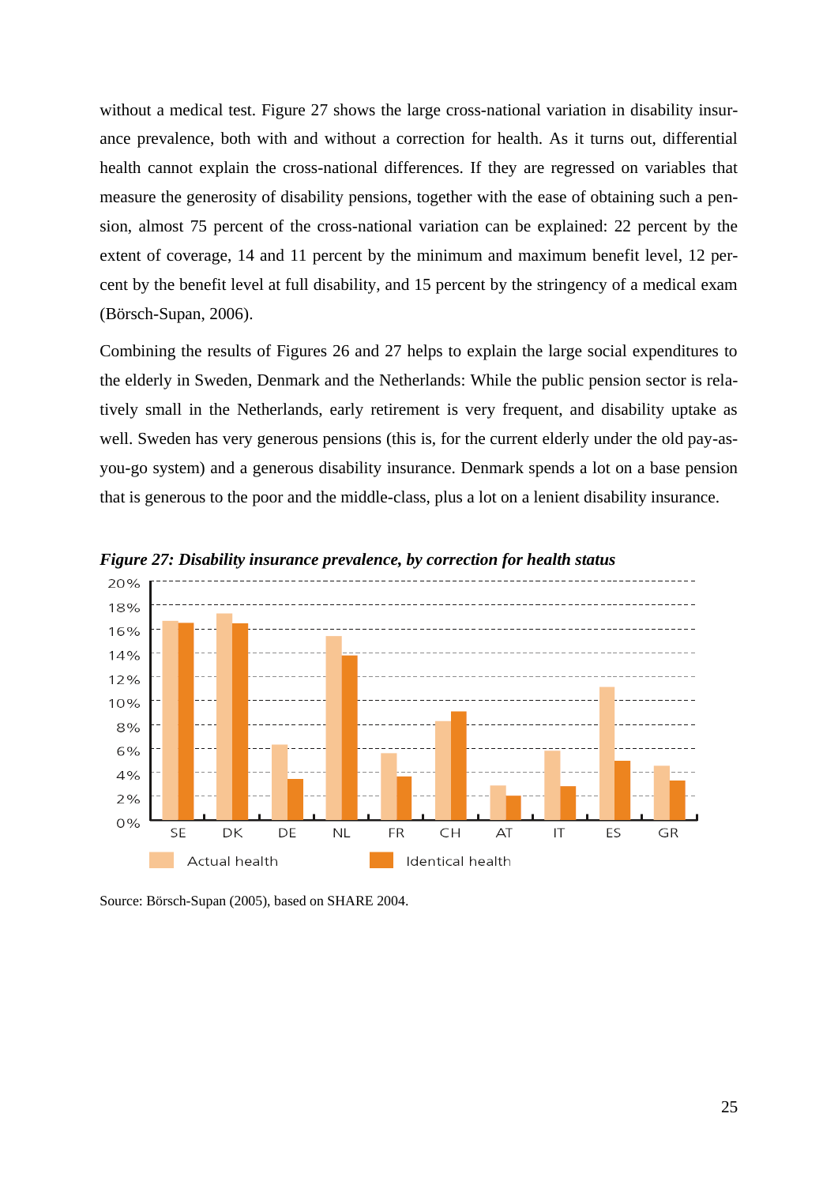without a medical test. Figure 27 shows the large cross-national variation in disability insurance prevalence, both with and without a correction for health. As it turns out, differential health cannot explain the cross-national differences. If they are regressed on variables that measure the generosity of disability pensions, together with the ease of obtaining such a pension, almost 75 percent of the cross-national variation can be explained: 22 percent by the extent of coverage, 14 and 11 percent by the minimum and maximum benefit level, 12 percent by the benefit level at full disability, and 15 percent by the stringency of a medical exam (Börsch-Supan, 2006).

Combining the results of Figures 26 and 27 helps to explain the large social expenditures to the elderly in Sweden, Denmark and the Netherlands: While the public pension sector is relatively small in the Netherlands, early retirement is very frequent, and disability uptake as well. Sweden has very generous pensions (this is, for the current elderly under the old pay-as-you-go system) and a generous disability insurance. Denmark spends a lot on a base pension that is generous to the poor and the middle-class, plus a lot on a lenient disability insurance.

***Figure 27: Disability insurance prevalence, by correction for health status***

Source: Börsch-Supan (2005), based on SHARE 2004.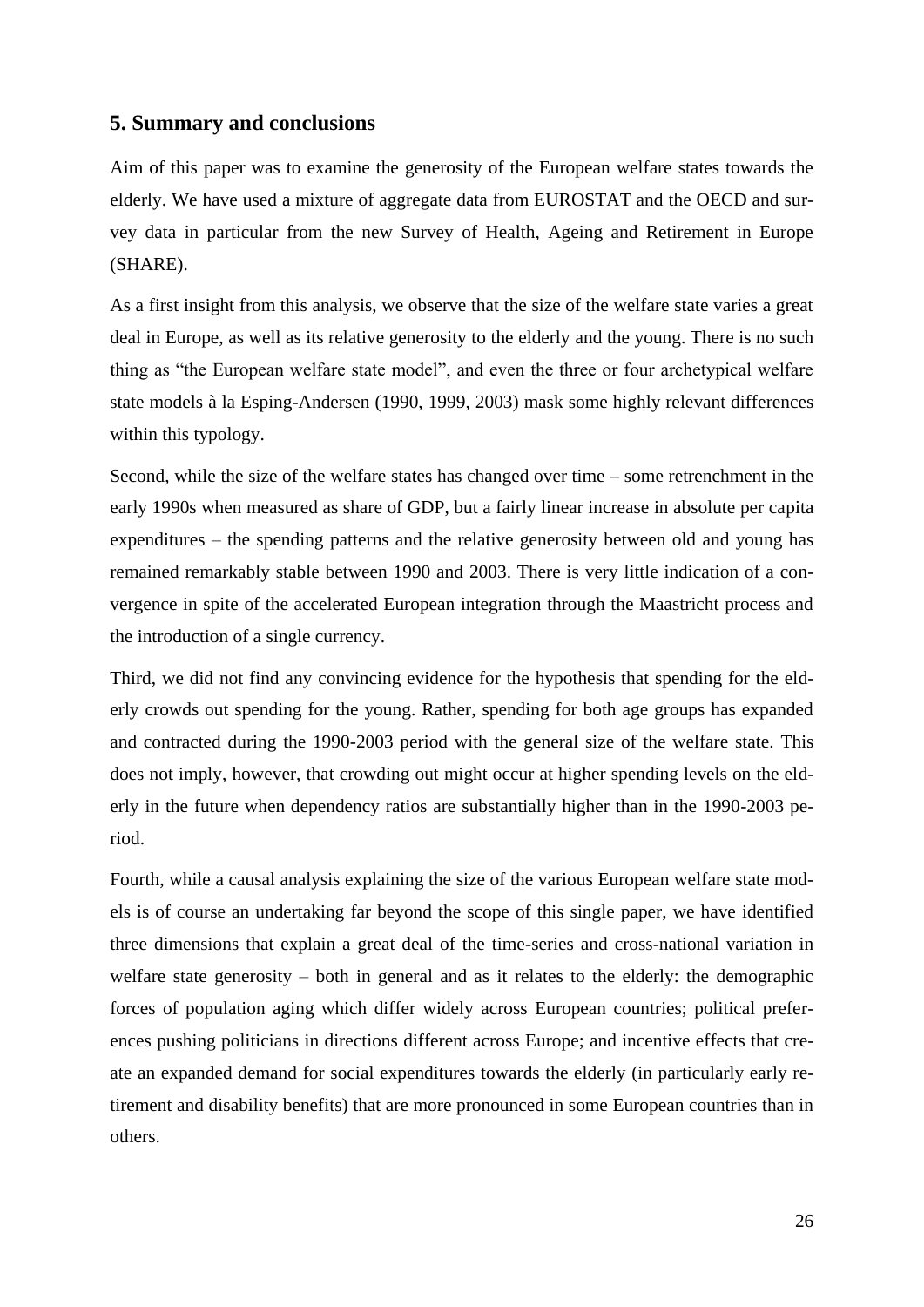## 5. Summary and conclusions

Aim of this paper was to examine the generosity of the European welfare states towards the elderly. We have used a mixture of aggregate data from EUROSTAT and the OECD and survey data in particular from the new Survey of Health, Ageing and Retirement in Europe (SHARE).

As a first insight from this analysis, we observe that the size of the welfare state varies a great deal in Europe, as well as its relative generosity to the elderly and the young. There is no such thing as "the European welfare state model", and even the three or four archetypical welfare state models à la Esping-Andersen (1990, 1999, 2003) mask some highly relevant differences within this typology.

Second, while the size of the welfare states has changed over time – some retrenchment in the early 1990s when measured as share of GDP, but a fairly linear increase in absolute per capita expenditures – the spending patterns and the relative generosity between old and young has remained remarkably stable between 1990 and 2003. There is very little indication of a convergence in spite of the accelerated European integration through the Maastricht process and the introduction of a single currency.

Third, we did not find any convincing evidence for the hypothesis that spending for the elderly crowds out spending for the young. Rather, spending for both age groups has expanded and contracted during the 1990-2003 period with the general size of the welfare state. This does not imply, however, that crowding out might occur at higher spending levels on the elderly in the future when dependency ratios are substantially higher than in the 1990-2003 period.

Fourth, while a causal analysis explaining the size of the various European welfare state models is of course an undertaking far beyond the scope of this single paper, we have identified three dimensions that explain a great deal of the time-series and cross-national variation in welfare state generosity – both in general and as it relates to the elderly: the demographic forces of population aging which differ widely across European countries; political preferences pushing politicians in directions different across Europe; and incentive effects that create an expanded demand for social expenditures towards the elderly (in particularly early retirement and disability benefits) that are more pronounced in some European countries than in others.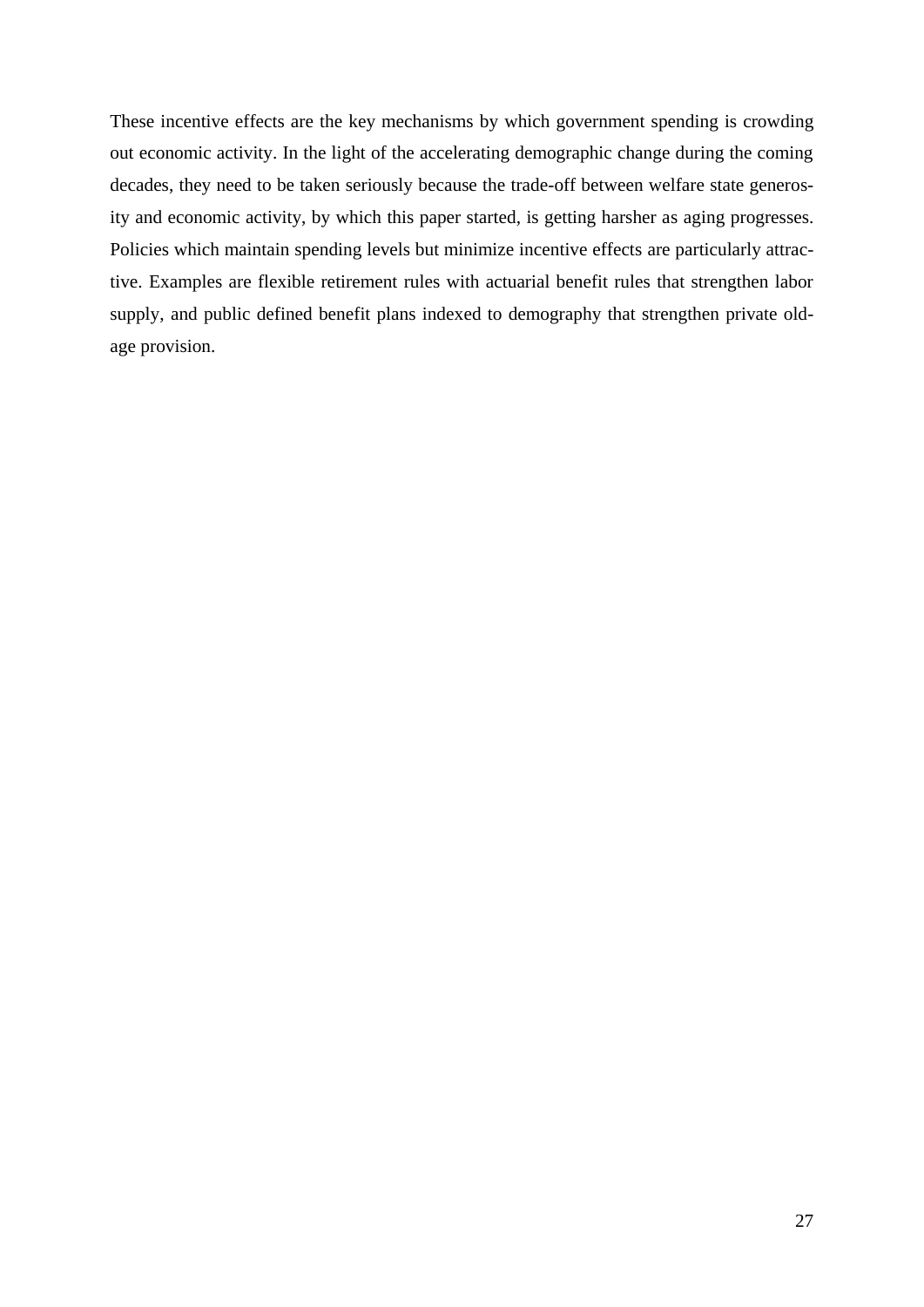These incentive effects are the key mechanisms by which government spending is crowding out economic activity. In the light of the accelerating demographic change during the coming decades, they need to be taken seriously because the trade-off between welfare state generosity and economic activity, by which this paper started, is getting harsher as aging progresses. Policies which maintain spending levels but minimize incentive effects are particularly attractive. Examples are flexible retirement rules with actuarial benefit rules that strengthen labor supply, and public defined benefit plans indexed to demography that strengthen private old-age provision.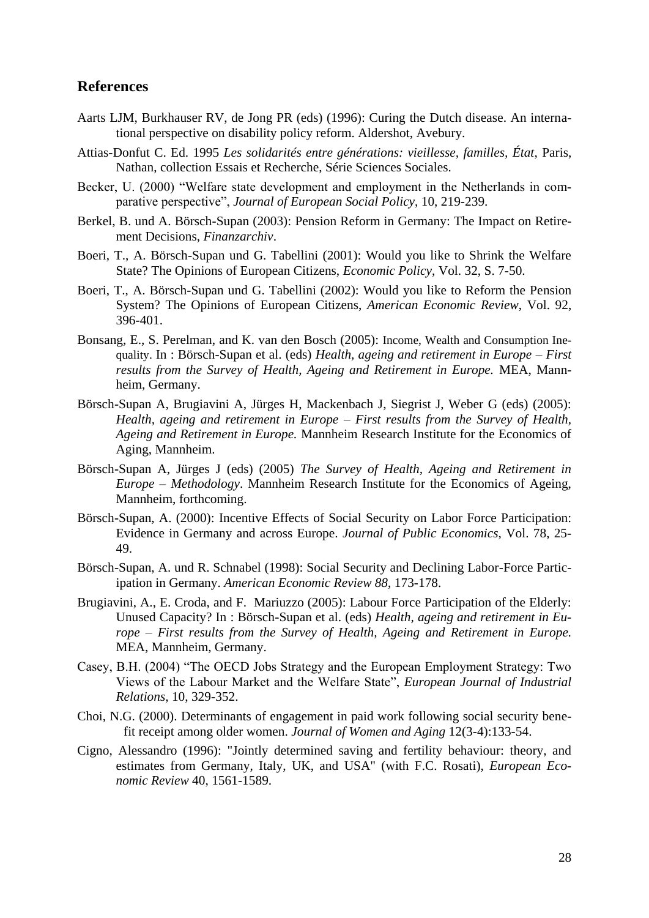## References

Aarts LJM, Burkhauser RV, de Jong PR (eds) (1996): Curing the Dutch disease. An international perspective on disability policy reform. Aldershot, Avebury.

Attias-Donfut C. Ed. 1995 *Les solidarités entre générations: vieillesse, familles, État*, Paris, Nathan, collection Essais et Recherche, Série Sciences Sociales.

Becker, U. (2000) "Welfare state development and employment in the Netherlands in comparative perspective", *Journal of European Social Policy*, 10, 219-239.

Berkel, B. und A. Börsch-Supan (2003): Pension Reform in Germany: The Impact on Retirement Decisions, *Finanzarchiv*.

Boeri, T., A. Börsch-Supan und G. Tabellini (2001): Would you like to Shrink the Welfare State? The Opinions of European Citizens, *Economic Policy*, Vol. 32, S. 7-50.

Boeri, T., A. Börsch-Supan und G. Tabellini (2002): Would you like to Reform the Pension System? The Opinions of European Citizens, *American Economic Review*, Vol. 92, 396-401.

Bonsang, E., S. Perelman, and K. van den Bosch (2005): Income, Wealth and Consumption Inequality. In : Börsch-Supan et al. (eds) *Health, ageing and retirement in Europe – First results from the Survey of Health, Ageing and Retirement in Europe.* MEA, Mannheim, Germany.

Börsch-Supan A, Brugiavini A, Jürges H, Mackenbach J, Siegrist J, Weber G (eds) (2005): *Health, ageing and retirement in Europe – First results from the Survey of Health, Ageing and Retirement in Europe.* Mannheim Research Institute for the Economics of Aging, Mannheim.

Börsch-Supan A, Jürges J (eds) (2005) *The Survey of Health, Ageing and Retirement in Europe – Methodology*. Mannheim Research Institute for the Economics of Ageing, Mannheim, forthcoming.

Börsch-Supan, A. (2000): Incentive Effects of Social Security on Labor Force Participation: Evidence in Germany and across Europe. *Journal of Public Economics*, Vol. 78, 25-49.

Börsch-Supan, A. und R. Schnabel (1998): Social Security and Declining Labor-Force Participation in Germany. *American Economic Review 88*, 173-178.

Brugiavini, A., E. Croda, and F. Mariuzzo (2005): Labour Force Participation of the Elderly: Unused Capacity? In : Börsch-Supan et al. (eds) *Health, ageing and retirement in Europe – First results from the Survey of Health, Ageing and Retirement in Europe.* MEA, Mannheim, Germany.

Casey, B.H. (2004) "The OECD Jobs Strategy and the European Employment Strategy: Two Views of the Labour Market and the Welfare State", *European Journal of Industrial Relations*, 10, 329-352.

Choi, N.G. (2000). Determinants of engagement in paid work following social security benefit receipt among older women. *Journal of Women and Aging* 12(3-4):133-54.

Cigno, Alessandro (1996): "Jointly determined saving and fertility behaviour: theory, and estimates from Germany, Italy, UK, and USA" (with F.C. Rosati), *European Economic Review* 40, 1561-1589.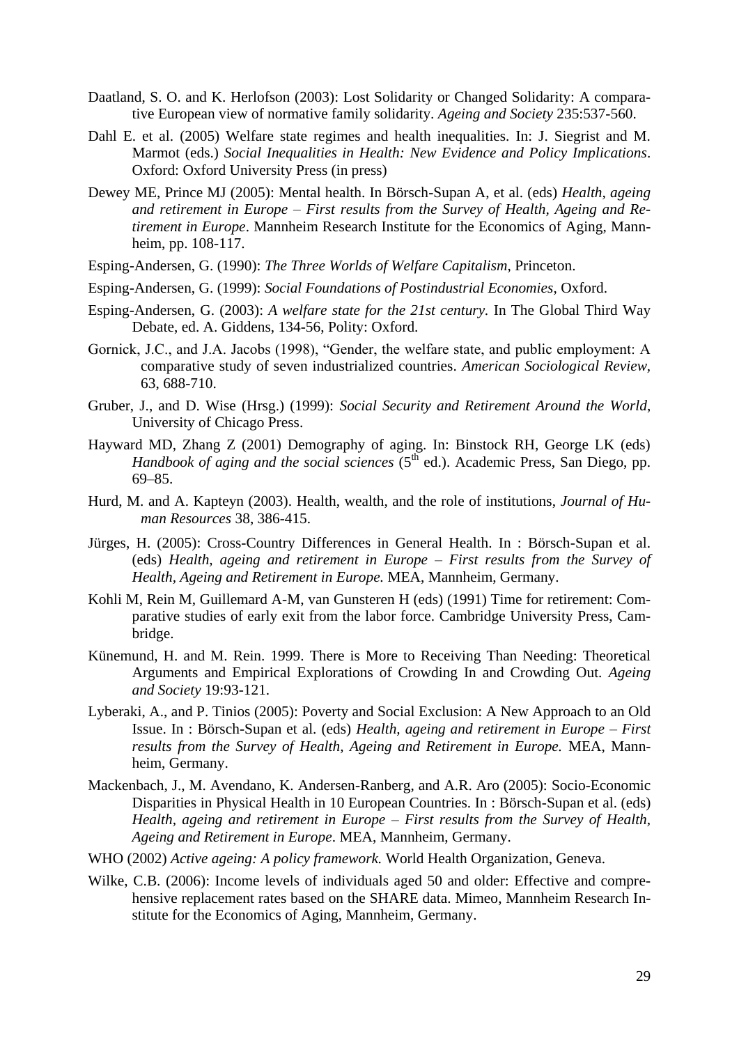Daatland, S. O. and K. Herlofson (2003): Lost Solidarity or Changed Solidarity: A comparative European view of normative family solidarity. *Ageing and Society* 235:537-560.

Dahl E. et al. (2005) Welfare state regimes and health inequalities. In: J. Siegrist and M. Marmot (eds.) *Social Inequalities in Health: New Evidence and Policy Implications*. Oxford: Oxford University Press (in press)

Dewey ME, Prince MJ (2005): Mental health. In Börsch-Supan A, et al. (eds) *Health, ageing and retirement in Europe – First results from the Survey of Health, Ageing and Retirement in Europe*. Mannheim Research Institute for the Economics of Aging, Mannheim, pp. 108-117.

Esping-Andersen, G. (1990): *The Three Worlds of Welfare Capitalism*, Princeton.

Esping-Andersen, G. (1999): *Social Foundations of Postindustrial Economies*, Oxford.

Esping-Andersen, G. (2003): *A welfare state for the 21st century.* In The Global Third Way Debate, ed. A. Giddens, 134-56, Polity: Oxford.

Gornick, J.C., and J.A. Jacobs (1998), "Gender, the welfare state, and public employment: A comparative study of seven industrialized countries. *American Sociological Review*, 63, 688-710.

Gruber, J., and D. Wise (Hrsg.) (1999): *Social Security and Retirement Around the World*, University of Chicago Press.

Hayward MD, Zhang Z (2001) Demography of aging. In: Binstock RH, George LK (eds) *Handbook of aging and the social sciences* (5th ed.). Academic Press, San Diego, pp. 69–85.

Hurd, M. and A. Kapteyn (2003). Health, wealth, and the role of institutions, *Journal of Human Resources* 38, 386-415.

Jürges, H. (2005): Cross-Country Differences in General Health. In : Börsch-Supan et al. (eds) *Health, ageing and retirement in Europe – First results from the Survey of Health, Ageing and Retirement in Europe.* MEA, Mannheim, Germany.

Kohli M, Rein M, Guillemard A-M, van Gunsteren H (eds) (1991) Time for retirement: Comparative studies of early exit from the labor force. Cambridge University Press, Cambridge.

Künemund, H. and M. Rein. 1999. There is More to Receiving Than Needing: Theoretical Arguments and Empirical Explorations of Crowding In and Crowding Out. *Ageing and Society* 19:93-121.

Lyberaki, A., and P. Tinios (2005): Poverty and Social Exclusion: A New Approach to an Old Issue. In : Börsch-Supan et al. (eds) *Health, ageing and retirement in Europe – First results from the Survey of Health, Ageing and Retirement in Europe.* MEA, Mannheim, Germany.

Mackenbach, J., M. Avendano, K. Andersen-Ranberg, and A.R. Aro (2005): Socio-Economic Disparities in Physical Health in 10 European Countries. In : Börsch-Supan et al. (eds) *Health, ageing and retirement in Europe – First results from the Survey of Health, Ageing and Retirement in Europe*. MEA, Mannheim, Germany.

WHO (2002) *Active ageing: A policy framework.* World Health Organization, Geneva.

Wilke, C.B. (2006): Income levels of individuals aged 50 and older: Effective and comprehensive replacement rates based on the SHARE data. Mimeo, Mannheim Research Institute for the Economics of Aging, Mannheim, Germany.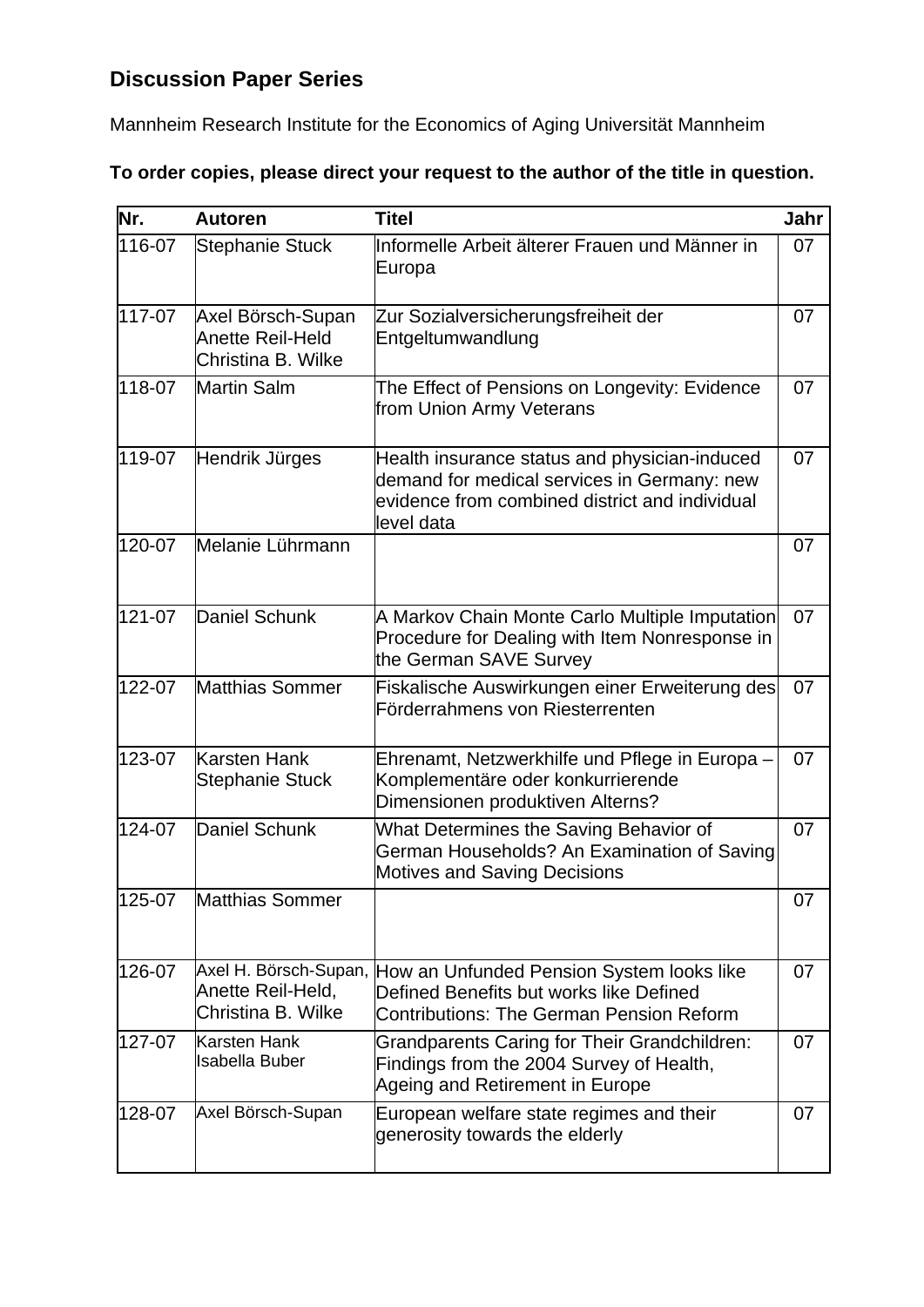## Discussion Paper Series

Mannheim Research Institute for the Economics of Aging Universität Mannheim

**To order copies, please direct your request to the author of the title in question.**

| Nr. | Autoren | Titel | Jahr |
|---|---|---|---|
| 116-07 | Stephanie Stuck | Informelle Arbeit älterer Frauen und Männer in Europa | 07 |
| 117-07 | Axel Börsch-Supan<br>Anette Reil-Held<br>Christina B. Wilke | Zur Sozialversicherungsfreiheit der Entgeltumwandlung | 07 |
| 118-07 | Martin Salm | The Effect of Pensions on Longevity: Evidence from Union Army Veterans | 07 |
| 119-07 | Hendrik Jürges | Health insurance status and physician-induced demand for medical services in Germany: new evidence from combined district and individual level data | 07 |
| 120-07 | Melanie Lührmann | | 07 |
| 121-07 | Daniel Schunk | A Markov Chain Monte Carlo Multiple Imputation Procedure for Dealing with Item Nonresponse in the German SAVE Survey | 07 |
| 122-07 | Matthias Sommer | Fiskalische Auswirkungen einer Erweiterung des Förderrahmens von Riesterrenten | 07 |
| 123-07 | Karsten Hank<br>Stephanie Stuck | Ehrenamt, Netzwerkhilfe und Pflege in Europa – Komplementäre oder konkurrierende Dimensionen produktiven Alterns? | 07 |
| 124-07 | Daniel Schunk | What Determines the Saving Behavior of German Households? An Examination of Saving Motives and Saving Decisions | 07 |
| 125-07 | Matthias Sommer | | 07 |
| 126-07 | Axel H. Börsch-Supan,<br>Anette Reil-Held,<br>Christina B. Wilke | How an Unfunded Pension System looks like Defined Benefits but works like Defined Contributions: The German Pension Reform | 07 |
| 127-07 | Karsten Hank<br>Isabella Buber | Grandparents Caring for Their Grandchildren: Findings from the 2004 Survey of Health, Ageing and Retirement in Europe | 07 |
| 128-07 | Axel Börsch-Supan | European welfare state regimes and their generosity towards the elderly | 07 |